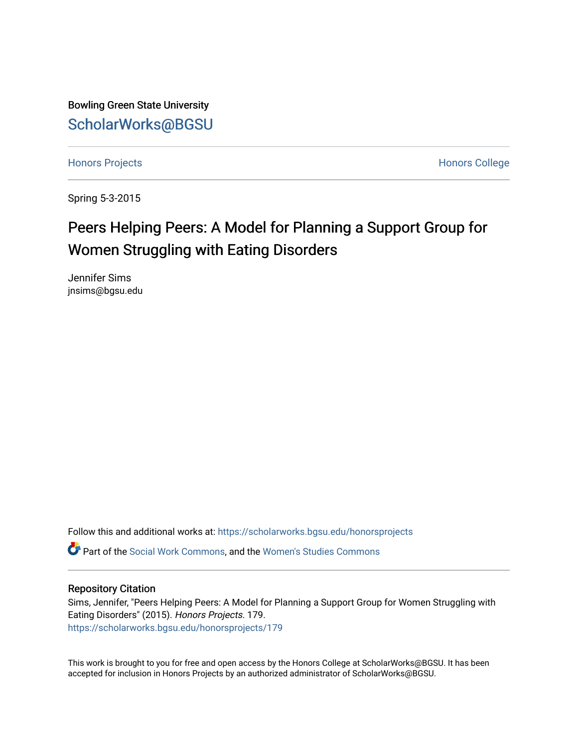Bowling Green State University

# ScholarWorks@BGSU

Honors Projects

Honors College

Spring 5-3-2015

# Peers Helping Peers: A Model for Planning a Support Group for Women Struggling with Eating Disorders

Jennifer Sims
jnsims@bgsu.edu

Follow this and additional works at: https://scholarworks.bgsu.edu/honorsprojects

Part of the Social Work Commons, and the Women's Studies Commons

## Repository Citation

Sims, Jennifer, "Peers Helping Peers: A Model for Planning a Support Group for Women Struggling with Eating Disorders" (2015). *Honors Projects*. 179.
https://scholarworks.bgsu.edu/honorsprojects/179

This work is brought to you for free and open access by the Honors College at ScholarWorks@BGSU. It has been accepted for inclusion in Honors Projects by an authorized administrator of ScholarWorks@BGSU.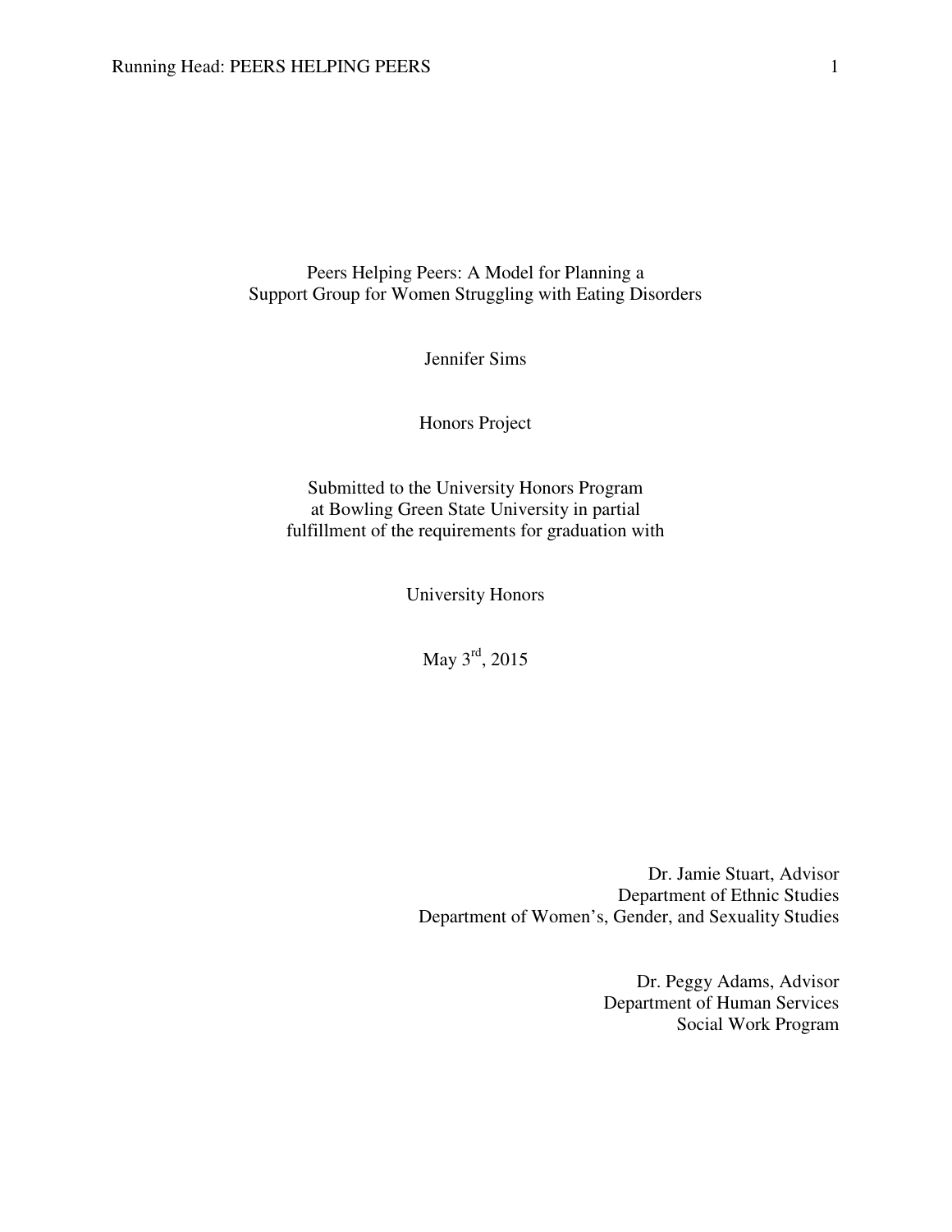# Peers Helping Peers: A Model for Planning a Support Group for Women Struggling with Eating Disorders

Jennifer Sims

Honors Project

Submitted to the University Honors Program
at Bowling Green State University in partial
fulfillment of the requirements for graduation with

University Honors

May 3rd, 2015

Dr. Jamie Stuart, Advisor
Department of Ethnic Studies
Department of Women's, Gender, and Sexuality Studies

Dr. Peggy Adams, Advisor
Department of Human Services
Social Work Program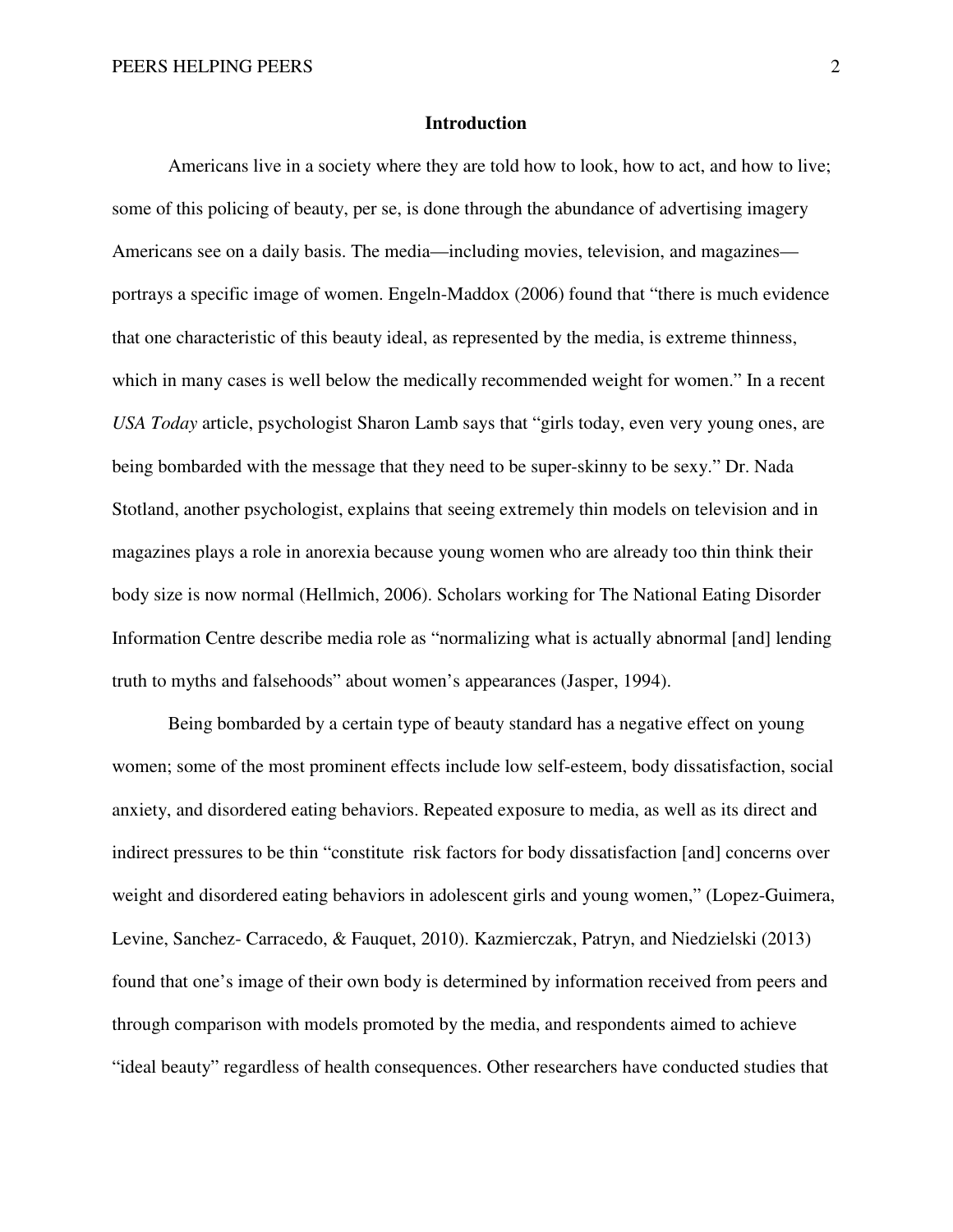## Introduction

Americans live in a society where they are told how to look, how to act, and how to live; some of this policing of beauty, per se, is done through the abundance of advertising imagery Americans see on a daily basis. The media—including movies, television, and magazines—portrays a specific image of women. Engeln-Maddox (2006) found that "there is much evidence that one characteristic of this beauty ideal, as represented by the media, is extreme thinness, which in many cases is well below the medically recommended weight for women." In a recent *USA Today* article, psychologist Sharon Lamb says that "girls today, even very young ones, are being bombarded with the message that they need to be super-skinny to be sexy." Dr. Nada Stotland, another psychologist, explains that seeing extremely thin models on television and in magazines plays a role in anorexia because young women who are already too thin think their body size is now normal (Hellmich, 2006). Scholars working for The National Eating Disorder Information Centre describe media role as "normalizing what is actually abnormal [and] lending truth to myths and falsehoods" about women's appearances (Jasper, 1994).

Being bombarded by a certain type of beauty standard has a negative effect on young women; some of the most prominent effects include low self-esteem, body dissatisfaction, social anxiety, and disordered eating behaviors. Repeated exposure to media, as well as its direct and indirect pressures to be thin "constitute risk factors for body dissatisfaction [and] concerns over weight and disordered eating behaviors in adolescent girls and young women," (Lopez-Guimera, Levine, Sanchez- Carracedo, & Fauquet, 2010). Kazmierczak, Patryn, and Niedzielski (2013) found that one's image of their own body is determined by information received from peers and through comparison with models promoted by the media, and respondents aimed to achieve "ideal beauty" regardless of health consequences. Other researchers have conducted studies that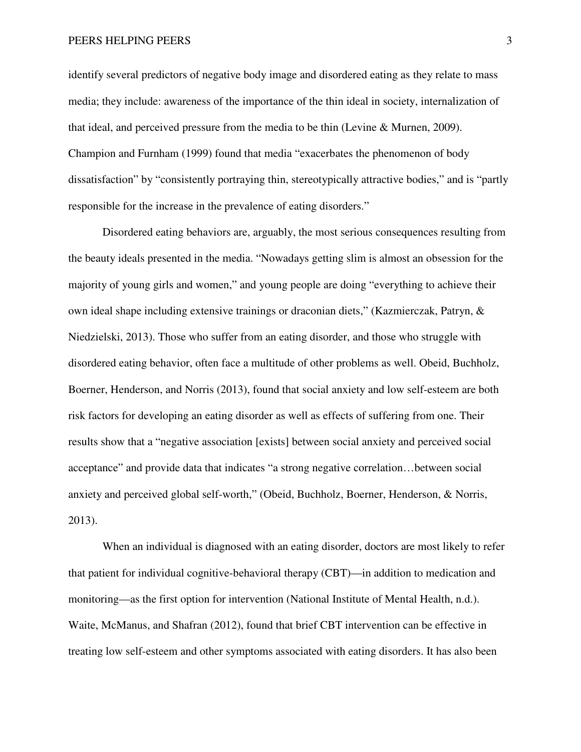identify several predictors of negative body image and disordered eating as they relate to mass media; they include: awareness of the importance of the thin ideal in society, internalization of that ideal, and perceived pressure from the media to be thin (Levine & Murnen, 2009). Champion and Furnham (1999) found that media "exacerbates the phenomenon of body dissatisfaction" by "consistently portraying thin, stereotypically attractive bodies," and is "partly responsible for the increase in the prevalence of eating disorders."

Disordered eating behaviors are, arguably, the most serious consequences resulting from the beauty ideals presented in the media. "Nowadays getting slim is almost an obsession for the majority of young girls and women," and young people are doing "everything to achieve their own ideal shape including extensive trainings or draconian diets," (Kazmierczak, Patryn, & Niedzielski, 2013). Those who suffer from an eating disorder, and those who struggle with disordered eating behavior, often face a multitude of other problems as well. Obeid, Buchholz, Boerner, Henderson, and Norris (2013), found that social anxiety and low self-esteem are both risk factors for developing an eating disorder as well as effects of suffering from one. Their results show that a "negative association [exists] between social anxiety and perceived social acceptance" and provide data that indicates "a strong negative correlation…between social anxiety and perceived global self-worth," (Obeid, Buchholz, Boerner, Henderson, & Norris, 2013).

When an individual is diagnosed with an eating disorder, doctors are most likely to refer that patient for individual cognitive-behavioral therapy (CBT)—in addition to medication and monitoring—as the first option for intervention (National Institute of Mental Health, n.d.). Waite, McManus, and Shafran (2012), found that brief CBT intervention can be effective in treating low self-esteem and other symptoms associated with eating disorders. It has also been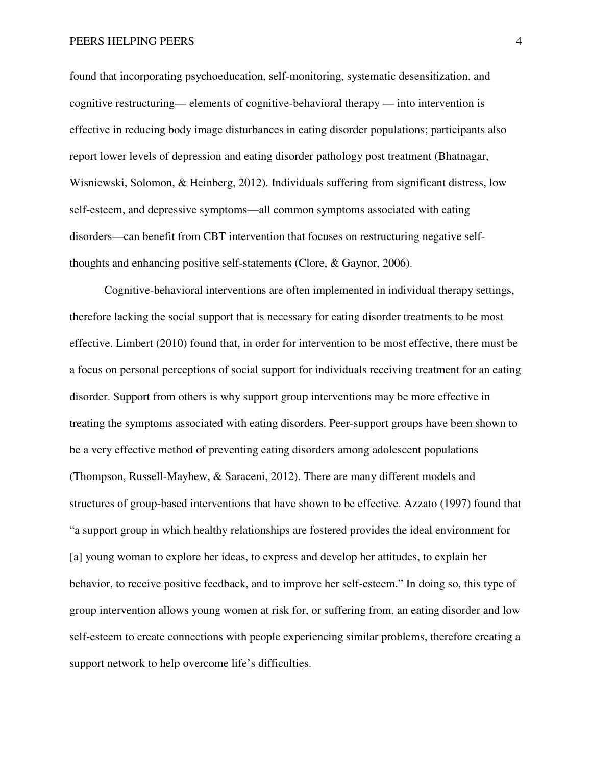found that incorporating psychoeducation, self-monitoring, systematic desensitization, and cognitive restructuring— elements of cognitive-behavioral therapy — into intervention is effective in reducing body image disturbances in eating disorder populations; participants also report lower levels of depression and eating disorder pathology post treatment (Bhatnagar, Wisniewski, Solomon, & Heinberg, 2012). Individuals suffering from significant distress, low self-esteem, and depressive symptoms—all common symptoms associated with eating disorders—can benefit from CBT intervention that focuses on restructuring negative self-thoughts and enhancing positive self-statements (Clore, & Gaynor, 2006).

Cognitive-behavioral interventions are often implemented in individual therapy settings, therefore lacking the social support that is necessary for eating disorder treatments to be most effective. Limbert (2010) found that, in order for intervention to be most effective, there must be a focus on personal perceptions of social support for individuals receiving treatment for an eating disorder. Support from others is why support group interventions may be more effective in treating the symptoms associated with eating disorders. Peer-support groups have been shown to be a very effective method of preventing eating disorders among adolescent populations (Thompson, Russell-Mayhew, & Saraceni, 2012). There are many different models and structures of group-based interventions that have shown to be effective. Azzato (1997) found that "a support group in which healthy relationships are fostered provides the ideal environment for [a] young woman to explore her ideas, to express and develop her attitudes, to explain her behavior, to receive positive feedback, and to improve her self-esteem." In doing so, this type of group intervention allows young women at risk for, or suffering from, an eating disorder and low self-esteem to create connections with people experiencing similar problems, therefore creating a support network to help overcome life's difficulties.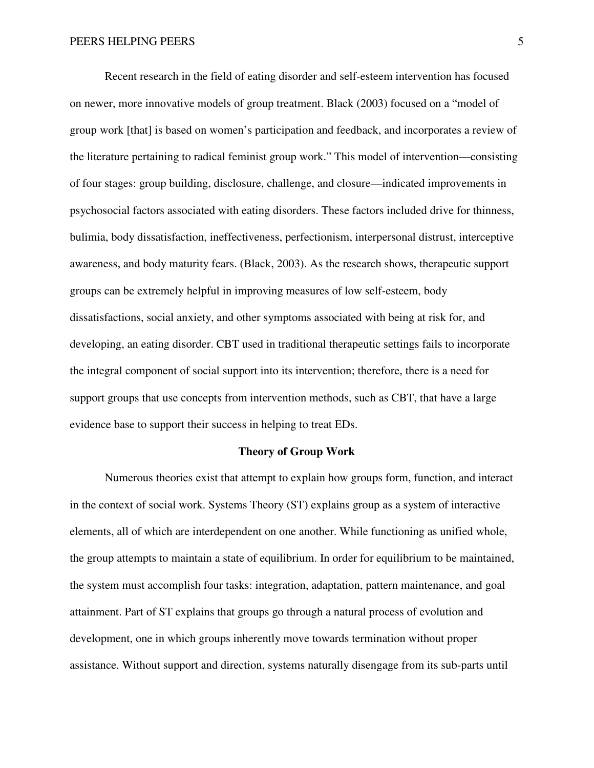Recent research in the field of eating disorder and self-esteem intervention has focused on newer, more innovative models of group treatment. Black (2003) focused on a "model of group work [that] is based on women's participation and feedback, and incorporates a review of the literature pertaining to radical feminist group work." This model of intervention—consisting of four stages: group building, disclosure, challenge, and closure—indicated improvements in psychosocial factors associated with eating disorders. These factors included drive for thinness, bulimia, body dissatisfaction, ineffectiveness, perfectionism, interpersonal distrust, interceptive awareness, and body maturity fears. (Black, 2003). As the research shows, therapeutic support groups can be extremely helpful in improving measures of low self-esteem, body dissatisfactions, social anxiety, and other symptoms associated with being at risk for, and developing, an eating disorder. CBT used in traditional therapeutic settings fails to incorporate the integral component of social support into its intervention; therefore, there is a need for support groups that use concepts from intervention methods, such as CBT, that have a large evidence base to support their success in helping to treat EDs.

## Theory of Group Work

Numerous theories exist that attempt to explain how groups form, function, and interact in the context of social work. Systems Theory (ST) explains group as a system of interactive elements, all of which are interdependent on one another. While functioning as unified whole, the group attempts to maintain a state of equilibrium. In order for equilibrium to be maintained, the system must accomplish four tasks: integration, adaptation, pattern maintenance, and goal attainment. Part of ST explains that groups go through a natural process of evolution and development, one in which groups inherently move towards termination without proper assistance. Without support and direction, systems naturally disengage from its sub-parts until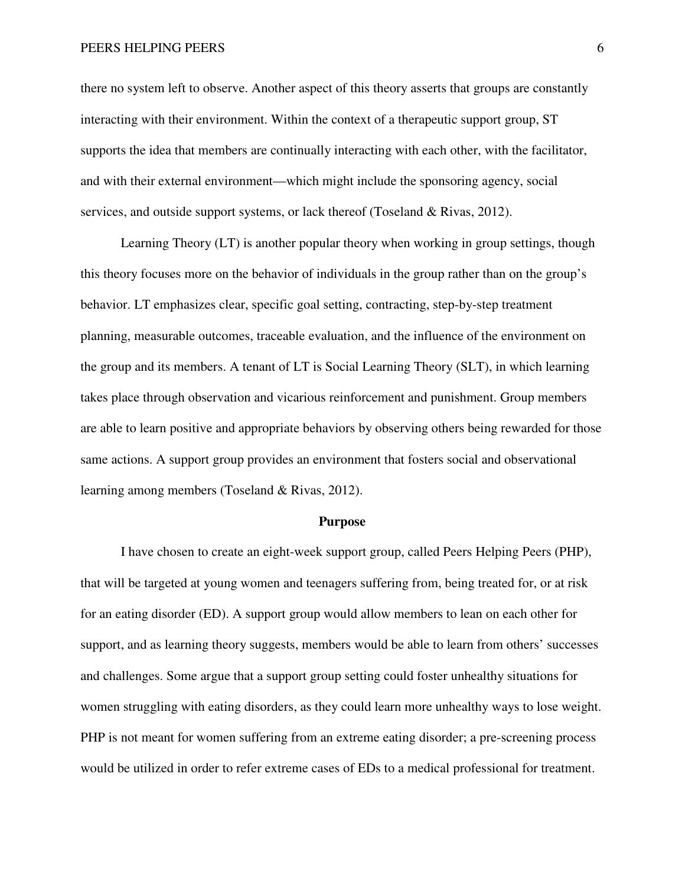there no system left to observe. Another aspect of this theory asserts that groups are constantly interacting with their environment. Within the context of a therapeutic support group, ST supports the idea that members are continually interacting with each other, with the facilitator, and with their external environment—which might include the sponsoring agency, social services, and outside support systems, or lack thereof (Toseland & Rivas, 2012).

Learning Theory (LT) is another popular theory when working in group settings, though this theory focuses more on the behavior of individuals in the group rather than on the group's behavior. LT emphasizes clear, specific goal setting, contracting, step-by-step treatment planning, measurable outcomes, traceable evaluation, and the influence of the environment on the group and its members. A tenant of LT is Social Learning Theory (SLT), in which learning takes place through observation and vicarious reinforcement and punishment. Group members are able to learn positive and appropriate behaviors by observing others being rewarded for those same actions. A support group provides an environment that fosters social and observational learning among members (Toseland & Rivas, 2012).

## Purpose

I have chosen to create an eight-week support group, called Peers Helping Peers (PHP), that will be targeted at young women and teenagers suffering from, being treated for, or at risk for an eating disorder (ED). A support group would allow members to lean on each other for support, and as learning theory suggests, members would be able to learn from others' successes and challenges. Some argue that a support group setting could foster unhealthy situations for women struggling with eating disorders, as they could learn more unhealthy ways to lose weight. PHP is not meant for women suffering from an extreme eating disorder; a pre-screening process would be utilized in order to refer extreme cases of EDs to a medical professional for treatment.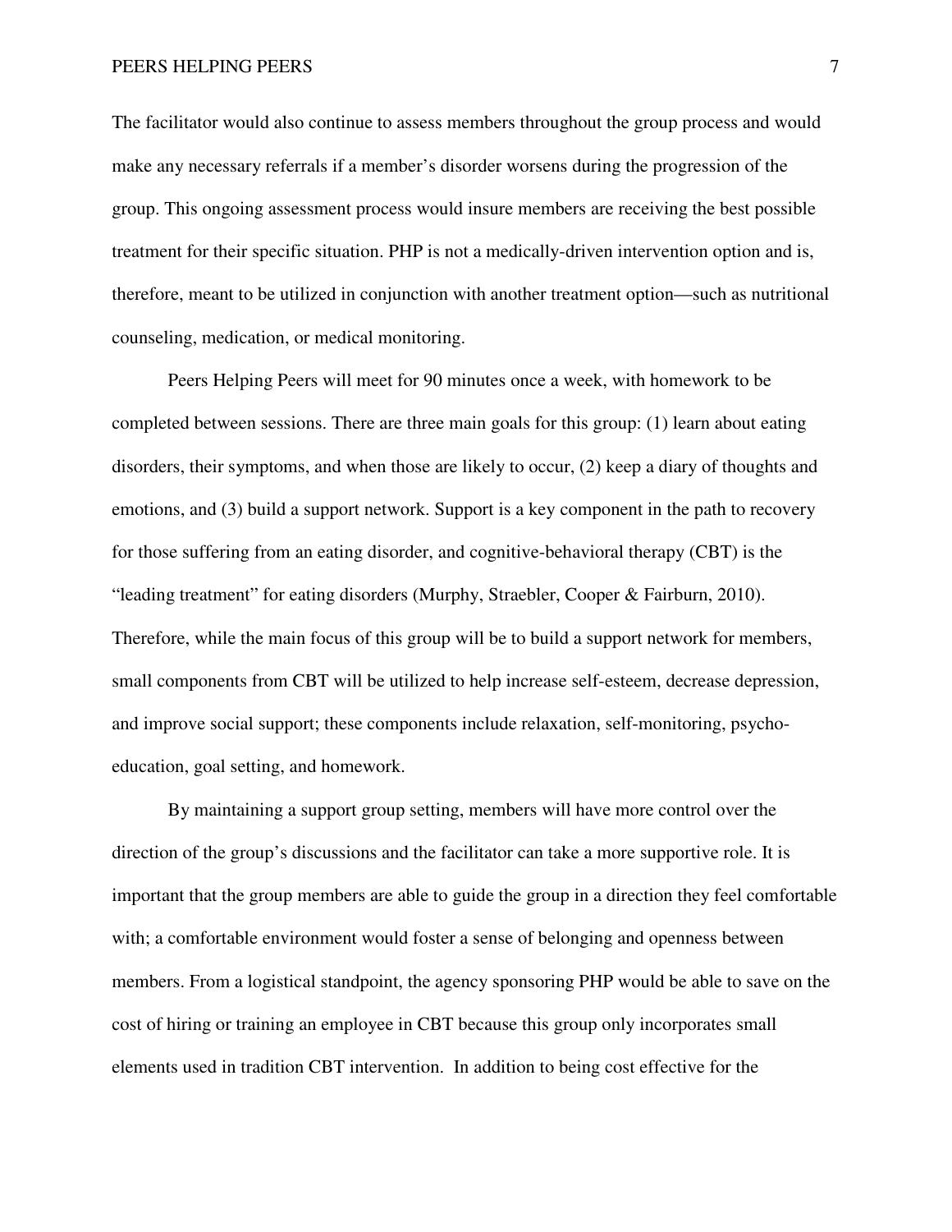The facilitator would also continue to assess members throughout the group process and would make any necessary referrals if a member's disorder worsens during the progression of the group. This ongoing assessment process would insure members are receiving the best possible treatment for their specific situation. PHP is not a medically-driven intervention option and is, therefore, meant to be utilized in conjunction with another treatment option—such as nutritional counseling, medication, or medical monitoring.

Peers Helping Peers will meet for 90 minutes once a week, with homework to be completed between sessions. There are three main goals for this group: (1) learn about eating disorders, their symptoms, and when those are likely to occur, (2) keep a diary of thoughts and emotions, and (3) build a support network. Support is a key component in the path to recovery for those suffering from an eating disorder, and cognitive-behavioral therapy (CBT) is the "leading treatment" for eating disorders (Murphy, Straebler, Cooper & Fairburn, 2010). Therefore, while the main focus of this group will be to build a support network for members, small components from CBT will be utilized to help increase self-esteem, decrease depression, and improve social support; these components include relaxation, self-monitoring, psycho-education, goal setting, and homework.

By maintaining a support group setting, members will have more control over the direction of the group's discussions and the facilitator can take a more supportive role. It is important that the group members are able to guide the group in a direction they feel comfortable with; a comfortable environment would foster a sense of belonging and openness between members. From a logistical standpoint, the agency sponsoring PHP would be able to save on the cost of hiring or training an employee in CBT because this group only incorporates small elements used in tradition CBT intervention. In addition to being cost effective for the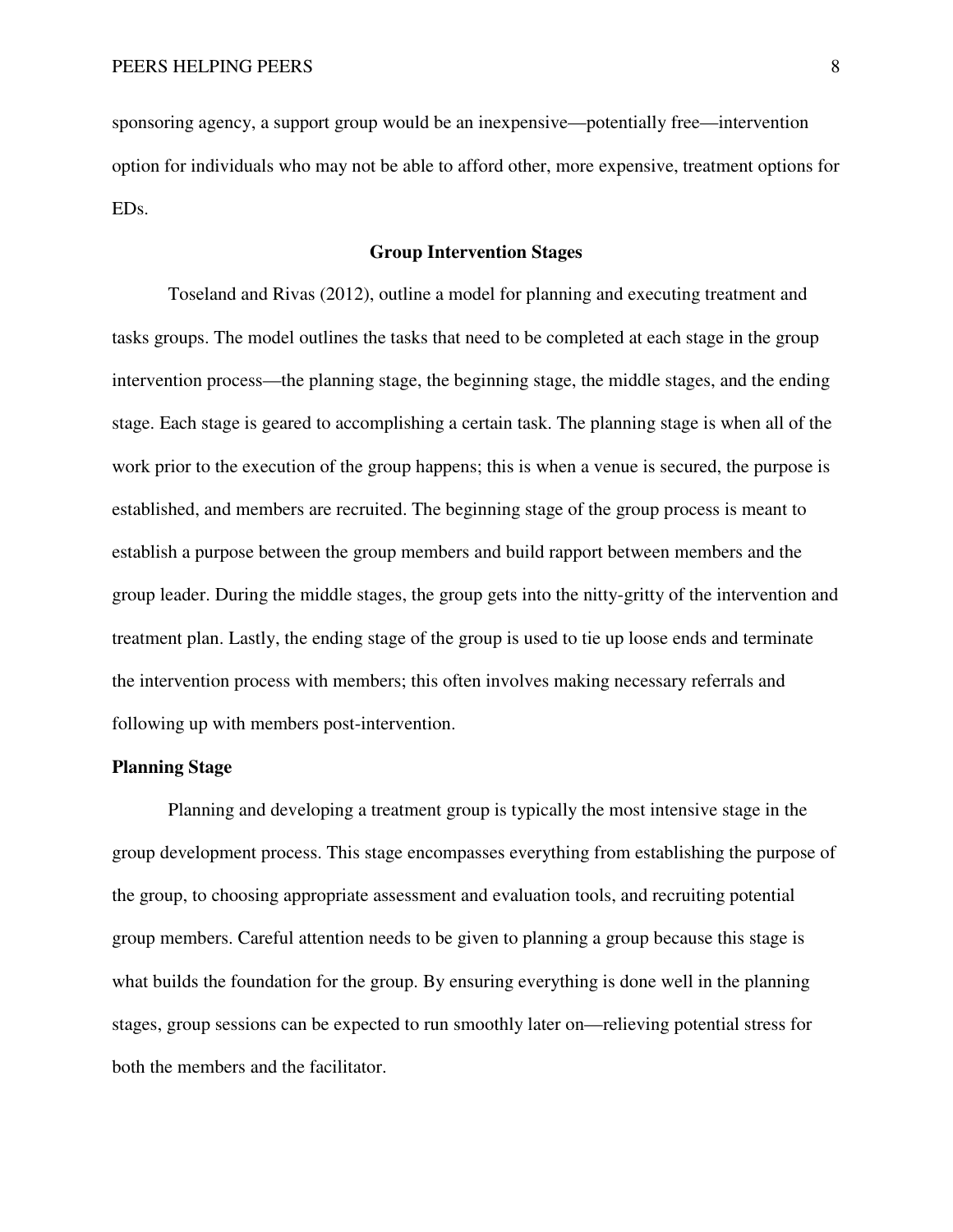sponsoring agency, a support group would be an inexpensive—potentially free—intervention option for individuals who may not be able to afford other, more expensive, treatment options for EDs.

## Group Intervention Stages

Toseland and Rivas (2012), outline a model for planning and executing treatment and tasks groups. The model outlines the tasks that need to be completed at each stage in the group intervention process—the planning stage, the beginning stage, the middle stages, and the ending stage. Each stage is geared to accomplishing a certain task. The planning stage is when all of the work prior to the execution of the group happens; this is when a venue is secured, the purpose is established, and members are recruited. The beginning stage of the group process is meant to establish a purpose between the group members and build rapport between members and the group leader. During the middle stages, the group gets into the nitty-gritty of the intervention and treatment plan. Lastly, the ending stage of the group is used to tie up loose ends and terminate the intervention process with members; this often involves making necessary referrals and following up with members post-intervention.

### Planning Stage

Planning and developing a treatment group is typically the most intensive stage in the group development process. This stage encompasses everything from establishing the purpose of the group, to choosing appropriate assessment and evaluation tools, and recruiting potential group members. Careful attention needs to be given to planning a group because this stage is what builds the foundation for the group. By ensuring everything is done well in the planning stages, group sessions can be expected to run smoothly later on—relieving potential stress for both the members and the facilitator.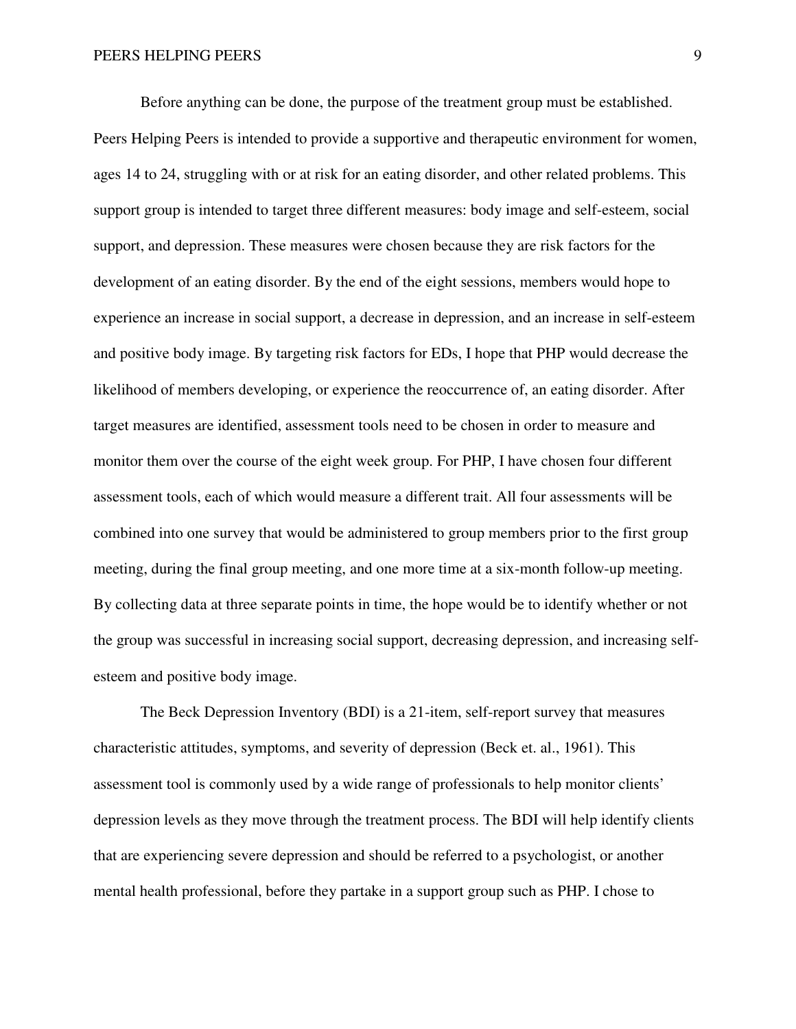Before anything can be done, the purpose of the treatment group must be established. Peers Helping Peers is intended to provide a supportive and therapeutic environment for women, ages 14 to 24, struggling with or at risk for an eating disorder, and other related problems. This support group is intended to target three different measures: body image and self-esteem, social support, and depression. These measures were chosen because they are risk factors for the development of an eating disorder. By the end of the eight sessions, members would hope to experience an increase in social support, a decrease in depression, and an increase in self-esteem and positive body image. By targeting risk factors for EDs, I hope that PHP would decrease the likelihood of members developing, or experience the reoccurrence of, an eating disorder. After target measures are identified, assessment tools need to be chosen in order to measure and monitor them over the course of the eight week group. For PHP, I have chosen four different assessment tools, each of which would measure a different trait. All four assessments will be combined into one survey that would be administered to group members prior to the first group meeting, during the final group meeting, and one more time at a six-month follow-up meeting. By collecting data at three separate points in time, the hope would be to identify whether or not the group was successful in increasing social support, decreasing depression, and increasing self-esteem and positive body image.

The Beck Depression Inventory (BDI) is a 21-item, self-report survey that measures characteristic attitudes, symptoms, and severity of depression (Beck et. al., 1961). This assessment tool is commonly used by a wide range of professionals to help monitor clients' depression levels as they move through the treatment process. The BDI will help identify clients that are experiencing severe depression and should be referred to a psychologist, or another mental health professional, before they partake in a support group such as PHP. I chose to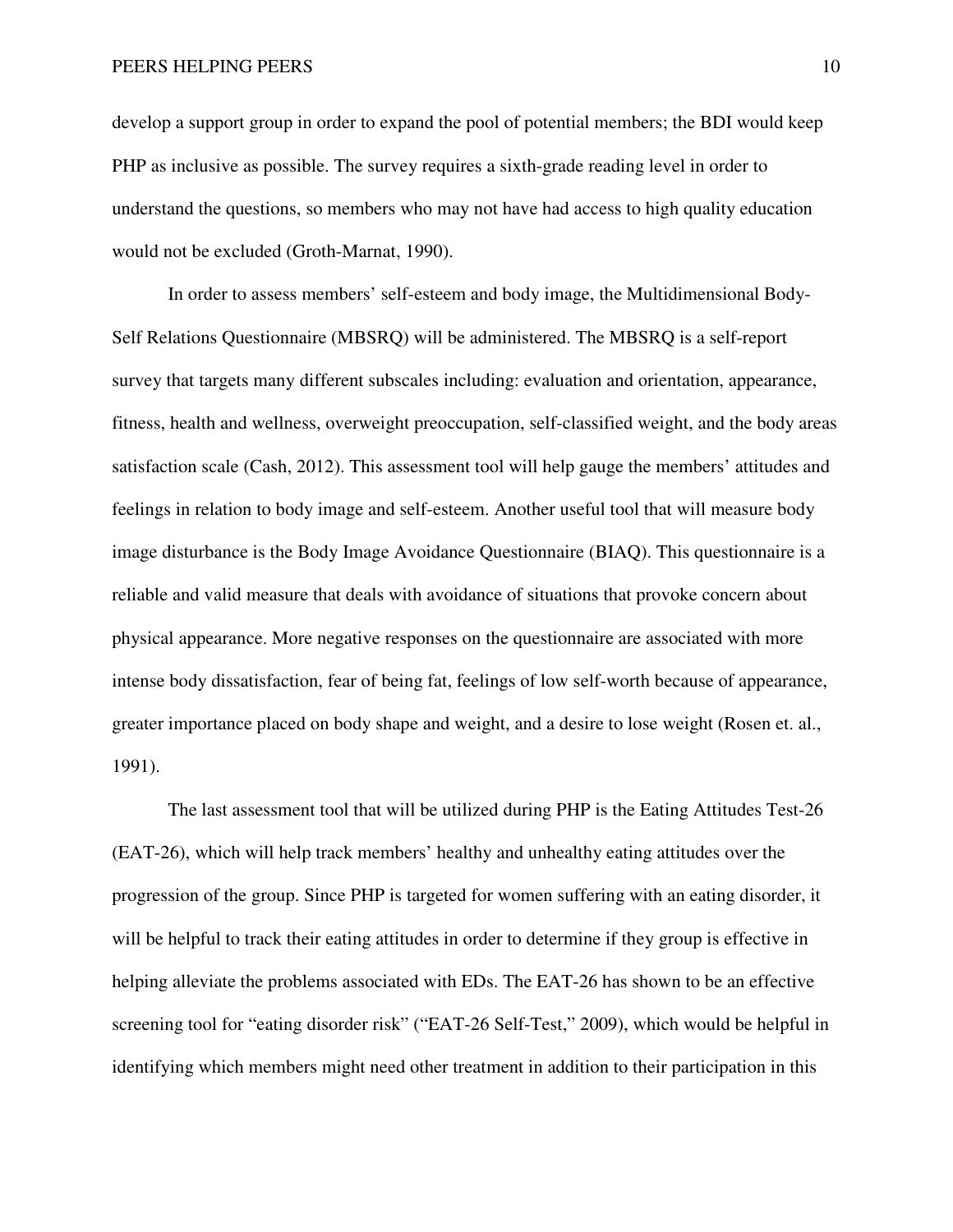develop a support group in order to expand the pool of potential members; the BDI would keep PHP as inclusive as possible. The survey requires a sixth-grade reading level in order to understand the questions, so members who may not have had access to high quality education would not be excluded (Groth-Marnat, 1990).

In order to assess members' self-esteem and body image, the Multidimensional Body-Self Relations Questionnaire (MBSRQ) will be administered. The MBSRQ is a self-report survey that targets many different subscales including: evaluation and orientation, appearance, fitness, health and wellness, overweight preoccupation, self-classified weight, and the body areas satisfaction scale (Cash, 2012). This assessment tool will help gauge the members' attitudes and feelings in relation to body image and self-esteem. Another useful tool that will measure body image disturbance is the Body Image Avoidance Questionnaire (BIAQ). This questionnaire is a reliable and valid measure that deals with avoidance of situations that provoke concern about physical appearance. More negative responses on the questionnaire are associated with more intense body dissatisfaction, fear of being fat, feelings of low self-worth because of appearance, greater importance placed on body shape and weight, and a desire to lose weight (Rosen et. al., 1991).

The last assessment tool that will be utilized during PHP is the Eating Attitudes Test-26 (EAT-26), which will help track members' healthy and unhealthy eating attitudes over the progression of the group. Since PHP is targeted for women suffering with an eating disorder, it will be helpful to track their eating attitudes in order to determine if they group is effective in helping alleviate the problems associated with EDs. The EAT-26 has shown to be an effective screening tool for "eating disorder risk" ("EAT-26 Self-Test," 2009), which would be helpful in identifying which members might need other treatment in addition to their participation in this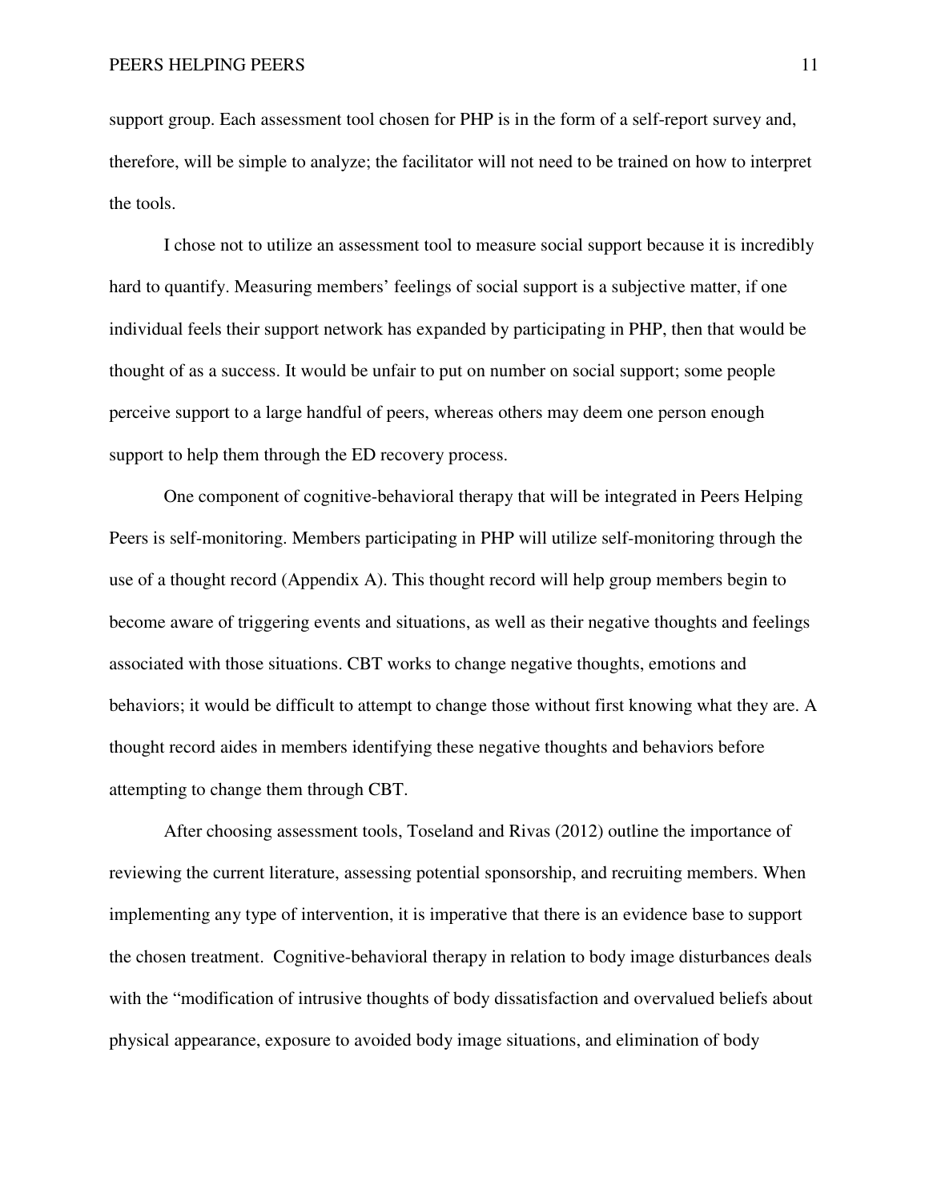support group. Each assessment tool chosen for PHP is in the form of a self-report survey and, therefore, will be simple to analyze; the facilitator will not need to be trained on how to interpret the tools.

I chose not to utilize an assessment tool to measure social support because it is incredibly hard to quantify. Measuring members' feelings of social support is a subjective matter, if one individual feels their support network has expanded by participating in PHP, then that would be thought of as a success. It would be unfair to put on number on social support; some people perceive support to a large handful of peers, whereas others may deem one person enough support to help them through the ED recovery process.

One component of cognitive-behavioral therapy that will be integrated in Peers Helping Peers is self-monitoring. Members participating in PHP will utilize self-monitoring through the use of a thought record (Appendix A). This thought record will help group members begin to become aware of triggering events and situations, as well as their negative thoughts and feelings associated with those situations. CBT works to change negative thoughts, emotions and behaviors; it would be difficult to attempt to change those without first knowing what they are. A thought record aides in members identifying these negative thoughts and behaviors before attempting to change them through CBT.

After choosing assessment tools, Toseland and Rivas (2012) outline the importance of reviewing the current literature, assessing potential sponsorship, and recruiting members. When implementing any type of intervention, it is imperative that there is an evidence base to support the chosen treatment. Cognitive-behavioral therapy in relation to body image disturbances deals with the "modification of intrusive thoughts of body dissatisfaction and overvalued beliefs about physical appearance, exposure to avoided body image situations, and elimination of body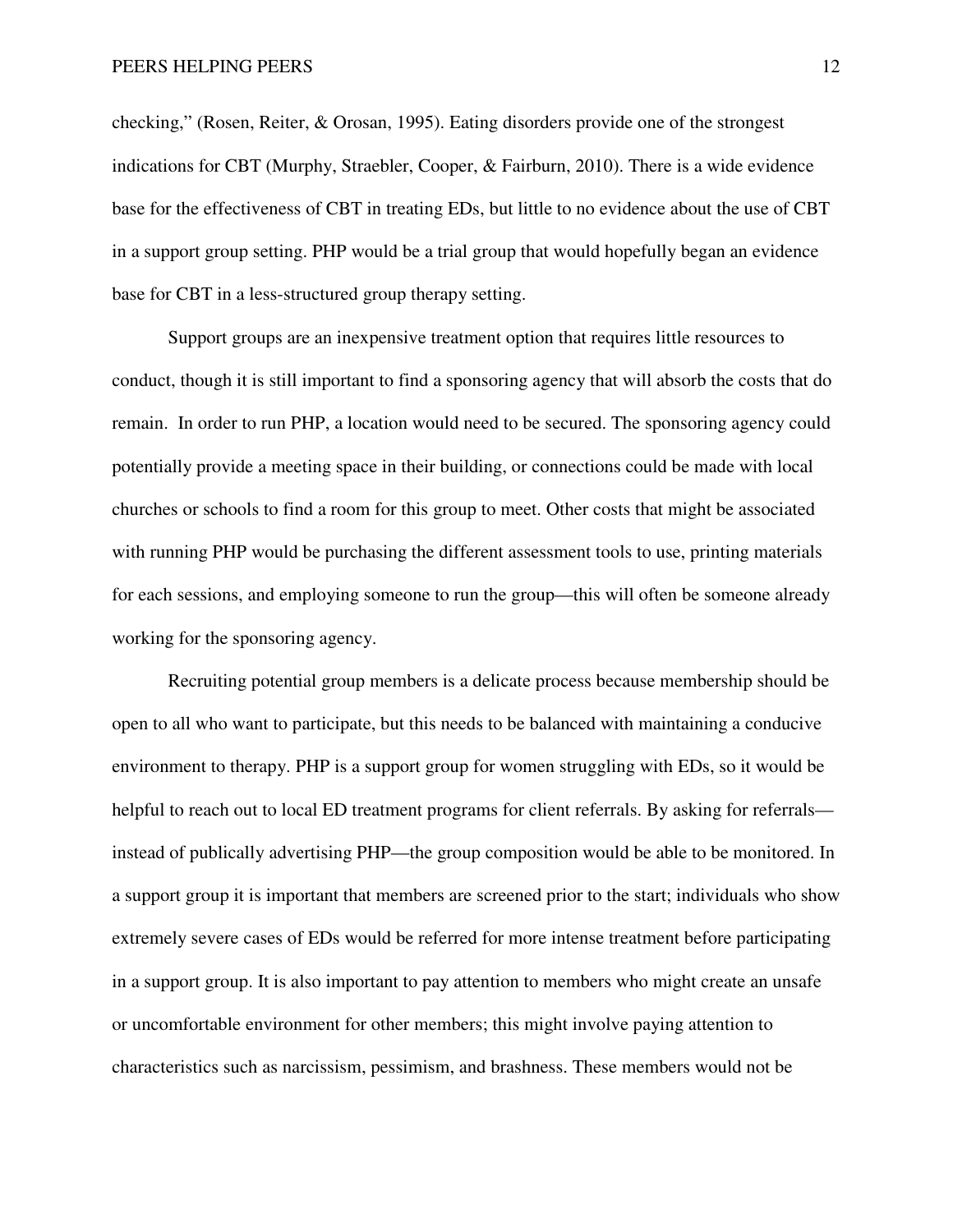checking," (Rosen, Reiter, & Orosan, 1995). Eating disorders provide one of the strongest indications for CBT (Murphy, Straebler, Cooper, & Fairburn, 2010). There is a wide evidence base for the effectiveness of CBT in treating EDs, but little to no evidence about the use of CBT in a support group setting. PHP would be a trial group that would hopefully began an evidence base for CBT in a less-structured group therapy setting.

Support groups are an inexpensive treatment option that requires little resources to conduct, though it is still important to find a sponsoring agency that will absorb the costs that do remain. In order to run PHP, a location would need to be secured. The sponsoring agency could potentially provide a meeting space in their building, or connections could be made with local churches or schools to find a room for this group to meet. Other costs that might be associated with running PHP would be purchasing the different assessment tools to use, printing materials for each sessions, and employing someone to run the group—this will often be someone already working for the sponsoring agency.

Recruiting potential group members is a delicate process because membership should be open to all who want to participate, but this needs to be balanced with maintaining a conducive environment to therapy. PHP is a support group for women struggling with EDs, so it would be helpful to reach out to local ED treatment programs for client referrals. By asking for referrals—instead of publically advertising PHP—the group composition would be able to be monitored. In a support group it is important that members are screened prior to the start; individuals who show extremely severe cases of EDs would be referred for more intense treatment before participating in a support group. It is also important to pay attention to members who might create an unsafe or uncomfortable environment for other members; this might involve paying attention to characteristics such as narcissism, pessimism, and brashness. These members would not be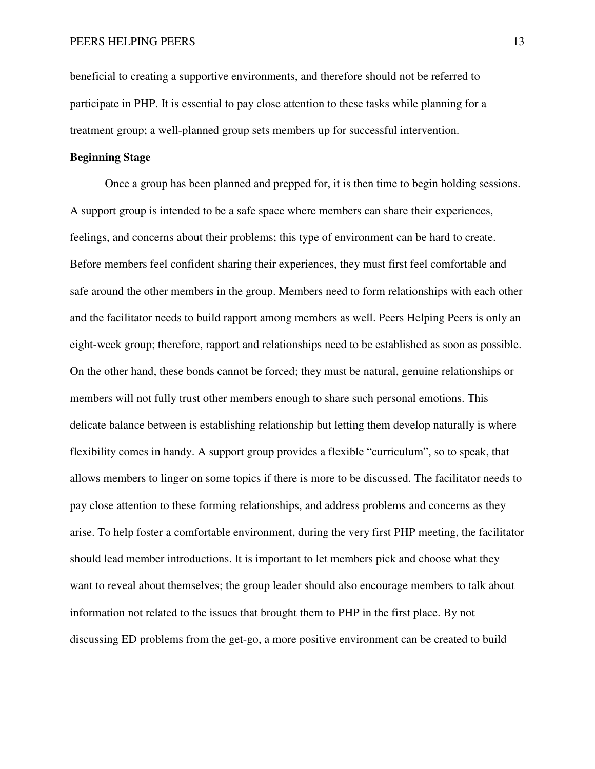beneficial to creating a supportive environments, and therefore should not be referred to participate in PHP. It is essential to pay close attention to these tasks while planning for a treatment group; a well-planned group sets members up for successful intervention.

**Beginning Stage**

Once a group has been planned and prepped for, it is then time to begin holding sessions. A support group is intended to be a safe space where members can share their experiences, feelings, and concerns about their problems; this type of environment can be hard to create. Before members feel confident sharing their experiences, they must first feel comfortable and safe around the other members in the group. Members need to form relationships with each other and the facilitator needs to build rapport among members as well. Peers Helping Peers is only an eight-week group; therefore, rapport and relationships need to be established as soon as possible. On the other hand, these bonds cannot be forced; they must be natural, genuine relationships or members will not fully trust other members enough to share such personal emotions. This delicate balance between is establishing relationship but letting them develop naturally is where flexibility comes in handy. A support group provides a flexible "curriculum", so to speak, that allows members to linger on some topics if there is more to be discussed. The facilitator needs to pay close attention to these forming relationships, and address problems and concerns as they arise. To help foster a comfortable environment, during the very first PHP meeting, the facilitator should lead member introductions. It is important to let members pick and choose what they want to reveal about themselves; the group leader should also encourage members to talk about information not related to the issues that brought them to PHP in the first place. By not discussing ED problems from the get-go, a more positive environment can be created to build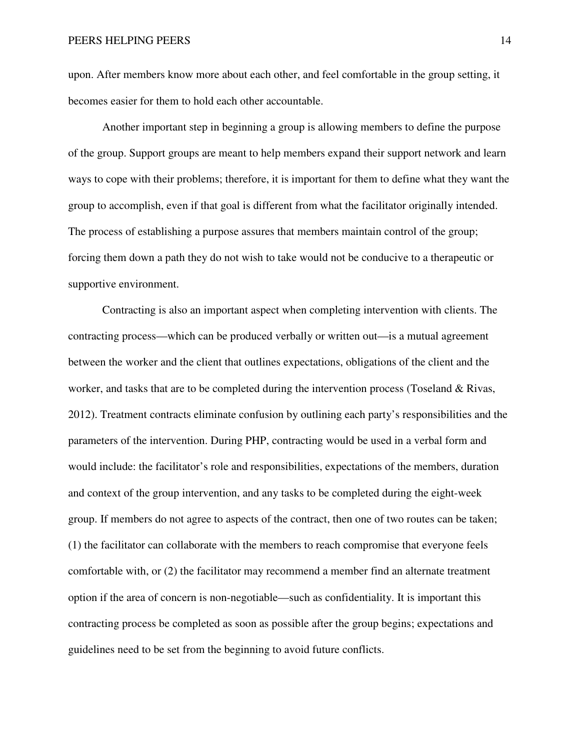upon. After members know more about each other, and feel comfortable in the group setting, it becomes easier for them to hold each other accountable.

Another important step in beginning a group is allowing members to define the purpose of the group. Support groups are meant to help members expand their support network and learn ways to cope with their problems; therefore, it is important for them to define what they want the group to accomplish, even if that goal is different from what the facilitator originally intended. The process of establishing a purpose assures that members maintain control of the group; forcing them down a path they do not wish to take would not be conducive to a therapeutic or supportive environment.

Contracting is also an important aspect when completing intervention with clients. The contracting process—which can be produced verbally or written out—is a mutual agreement between the worker and the client that outlines expectations, obligations of the client and the worker, and tasks that are to be completed during the intervention process (Toseland & Rivas, 2012). Treatment contracts eliminate confusion by outlining each party's responsibilities and the parameters of the intervention. During PHP, contracting would be used in a verbal form and would include: the facilitator's role and responsibilities, expectations of the members, duration and context of the group intervention, and any tasks to be completed during the eight-week group. If members do not agree to aspects of the contract, then one of two routes can be taken; (1) the facilitator can collaborate with the members to reach compromise that everyone feels comfortable with, or (2) the facilitator may recommend a member find an alternate treatment option if the area of concern is non-negotiable—such as confidentiality. It is important this contracting process be completed as soon as possible after the group begins; expectations and guidelines need to be set from the beginning to avoid future conflicts.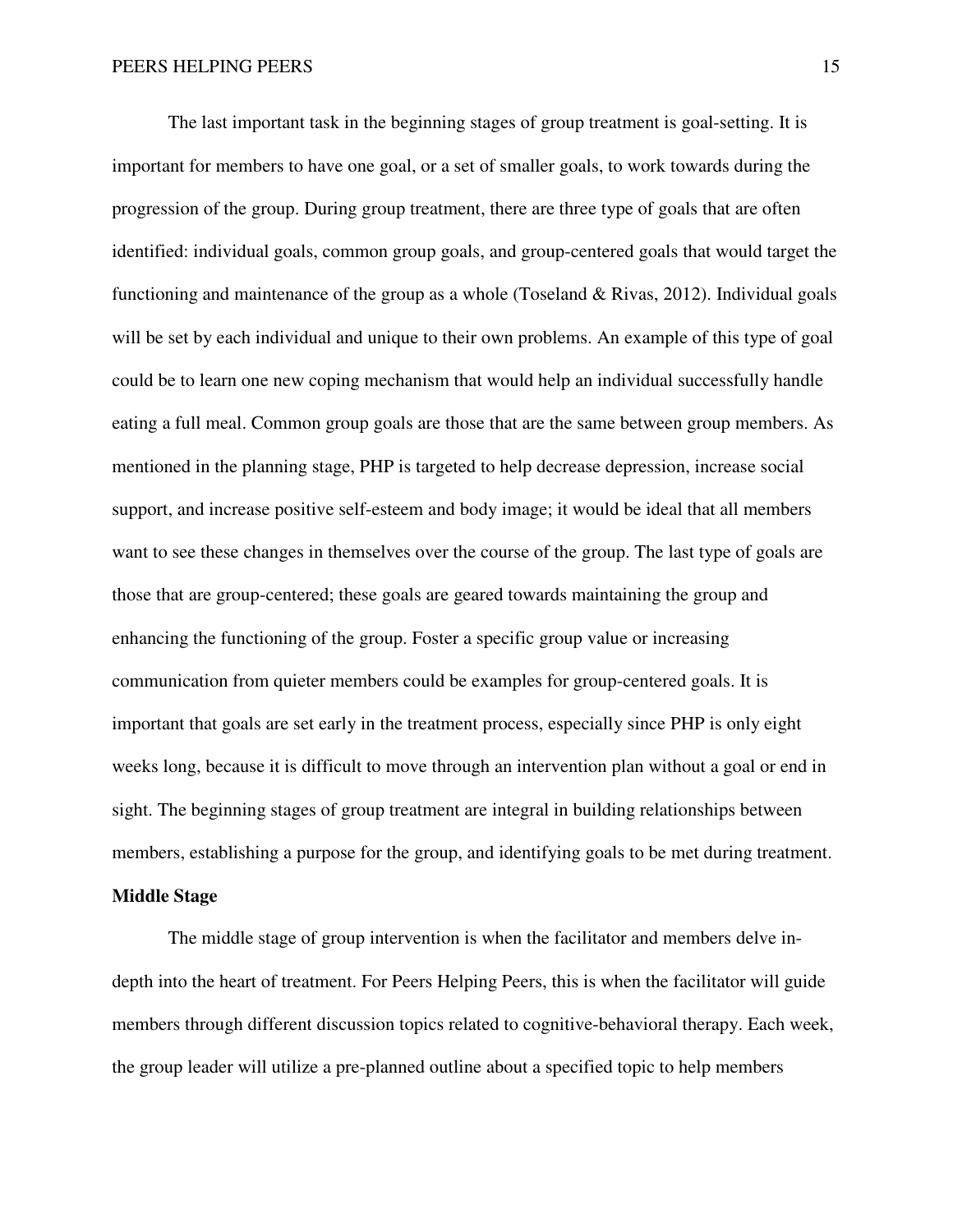The last important task in the beginning stages of group treatment is goal-setting. It is important for members to have one goal, or a set of smaller goals, to work towards during the progression of the group. During group treatment, there are three type of goals that are often identified: individual goals, common group goals, and group-centered goals that would target the functioning and maintenance of the group as a whole (Toseland & Rivas, 2012). Individual goals will be set by each individual and unique to their own problems. An example of this type of goal could be to learn one new coping mechanism that would help an individual successfully handle eating a full meal. Common group goals are those that are the same between group members. As mentioned in the planning stage, PHP is targeted to help decrease depression, increase social support, and increase positive self-esteem and body image; it would be ideal that all members want to see these changes in themselves over the course of the group. The last type of goals are those that are group-centered; these goals are geared towards maintaining the group and enhancing the functioning of the group. Foster a specific group value or increasing communication from quieter members could be examples for group-centered goals. It is important that goals are set early in the treatment process, especially since PHP is only eight weeks long, because it is difficult to move through an intervention plan without a goal or end in sight. The beginning stages of group treatment are integral in building relationships between members, establishing a purpose for the group, and identifying goals to be met during treatment.

**Middle Stage**

The middle stage of group intervention is when the facilitator and members delve in-depth into the heart of treatment. For Peers Helping Peers, this is when the facilitator will guide members through different discussion topics related to cognitive-behavioral therapy. Each week, the group leader will utilize a pre-planned outline about a specified topic to help members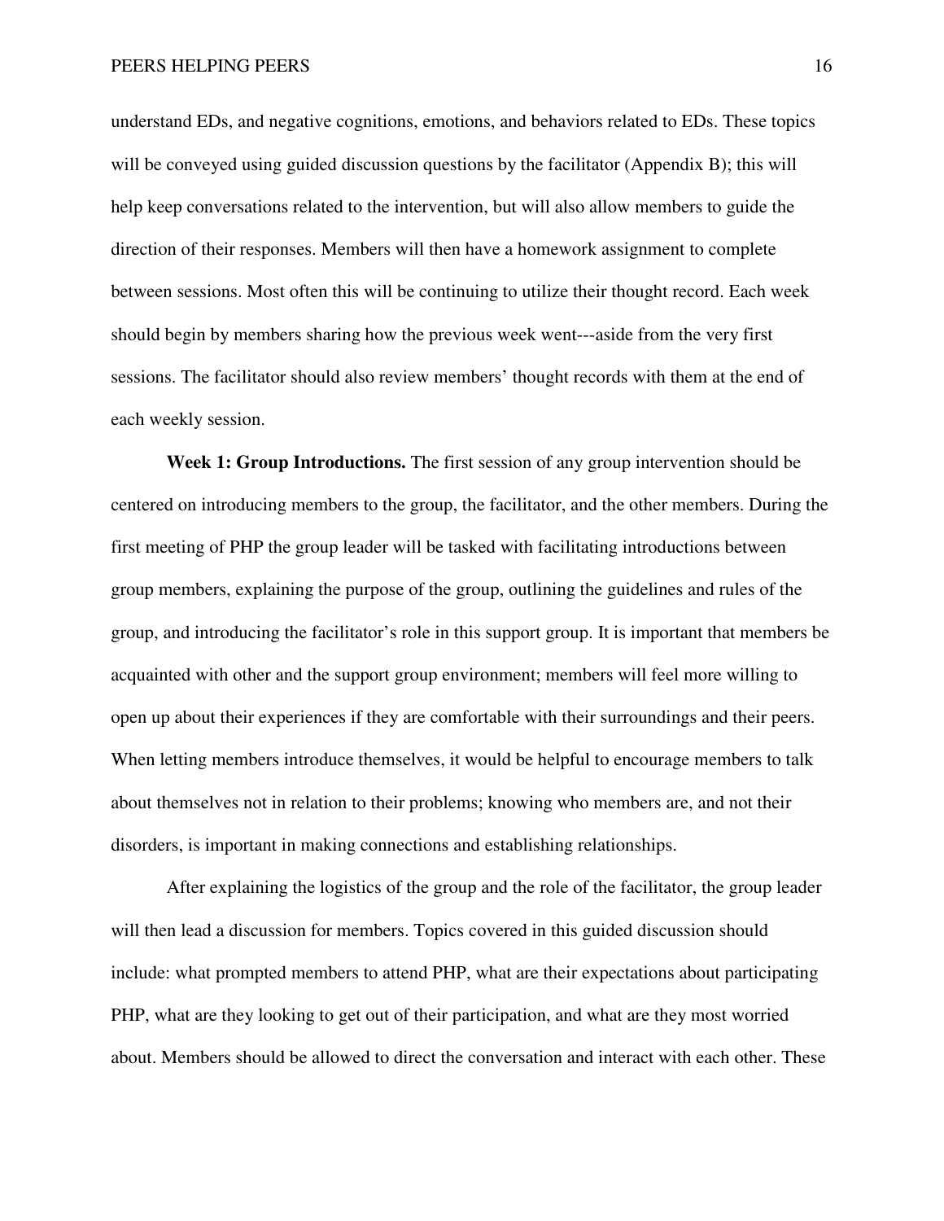understand EDs, and negative cognitions, emotions, and behaviors related to EDs. These topics will be conveyed using guided discussion questions by the facilitator (Appendix B); this will help keep conversations related to the intervention, but will also allow members to guide the direction of their responses. Members will then have a homework assignment to complete between sessions. Most often this will be continuing to utilize their thought record. Each week should begin by members sharing how the previous week went---aside from the very first sessions. The facilitator should also review members' thought records with them at the end of each weekly session.

**Week 1: Group Introductions.** The first session of any group intervention should be centered on introducing members to the group, the facilitator, and the other members. During the first meeting of PHP the group leader will be tasked with facilitating introductions between group members, explaining the purpose of the group, outlining the guidelines and rules of the group, and introducing the facilitator's role in this support group. It is important that members be acquainted with other and the support group environment; members will feel more willing to open up about their experiences if they are comfortable with their surroundings and their peers. When letting members introduce themselves, it would be helpful to encourage members to talk about themselves not in relation to their problems; knowing who members are, and not their disorders, is important in making connections and establishing relationships.

After explaining the logistics of the group and the role of the facilitator, the group leader will then lead a discussion for members. Topics covered in this guided discussion should include: what prompted members to attend PHP, what are their expectations about participating PHP, what are they looking to get out of their participation, and what are they most worried about. Members should be allowed to direct the conversation and interact with each other. These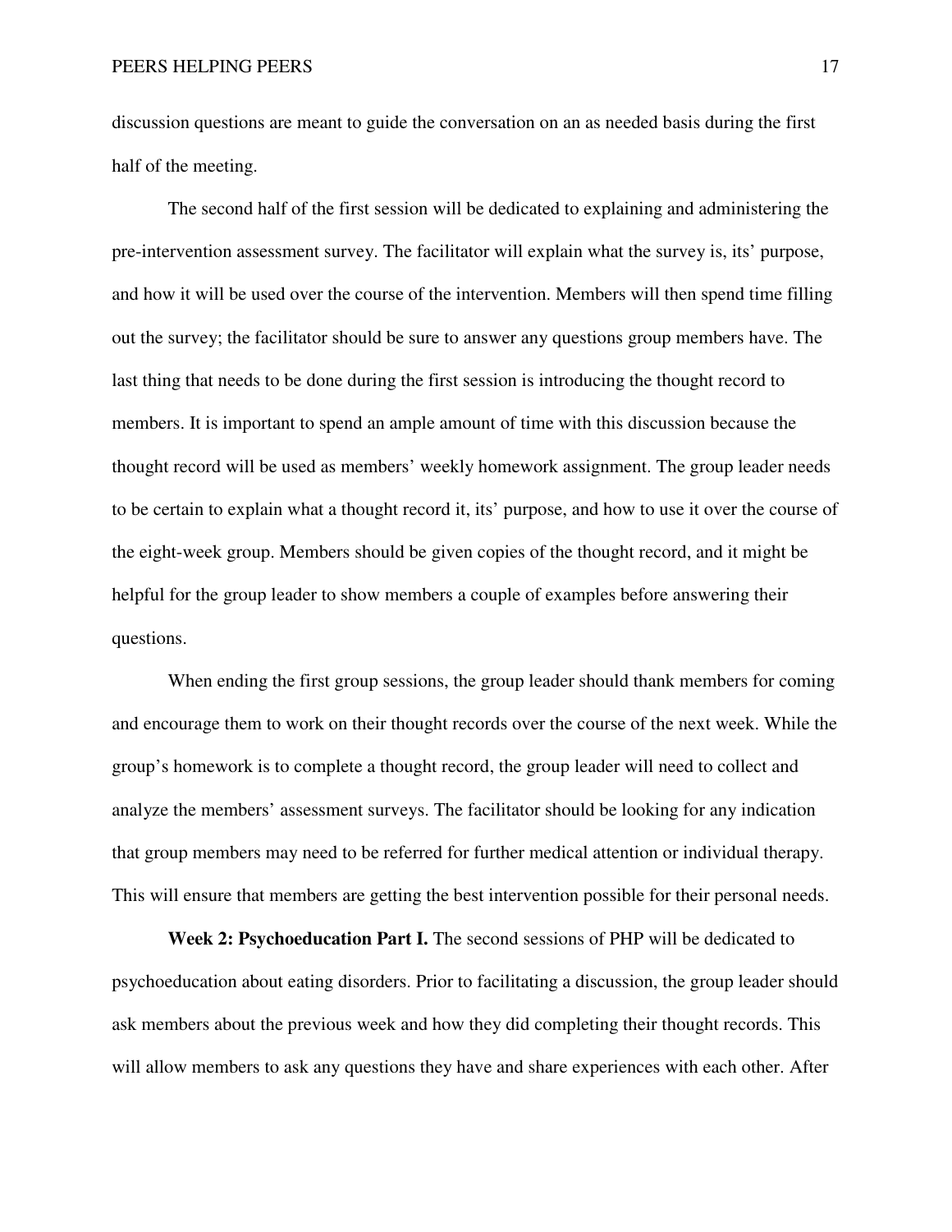discussion questions are meant to guide the conversation on an as needed basis during the first half of the meeting.

The second half of the first session will be dedicated to explaining and administering the pre-intervention assessment survey. The facilitator will explain what the survey is, its' purpose, and how it will be used over the course of the intervention. Members will then spend time filling out the survey; the facilitator should be sure to answer any questions group members have. The last thing that needs to be done during the first session is introducing the thought record to members. It is important to spend an ample amount of time with this discussion because the thought record will be used as members' weekly homework assignment. The group leader needs to be certain to explain what a thought record it, its' purpose, and how to use it over the course of the eight-week group. Members should be given copies of the thought record, and it might be helpful for the group leader to show members a couple of examples before answering their questions.

When ending the first group sessions, the group leader should thank members for coming and encourage them to work on their thought records over the course of the next week. While the group's homework is to complete a thought record, the group leader will need to collect and analyze the members' assessment surveys. The facilitator should be looking for any indication that group members may need to be referred for further medical attention or individual therapy. This will ensure that members are getting the best intervention possible for their personal needs.

**Week 2: Psychoeducation Part I.** The second sessions of PHP will be dedicated to psychoeducation about eating disorders. Prior to facilitating a discussion, the group leader should ask members about the previous week and how they did completing their thought records. This will allow members to ask any questions they have and share experiences with each other. After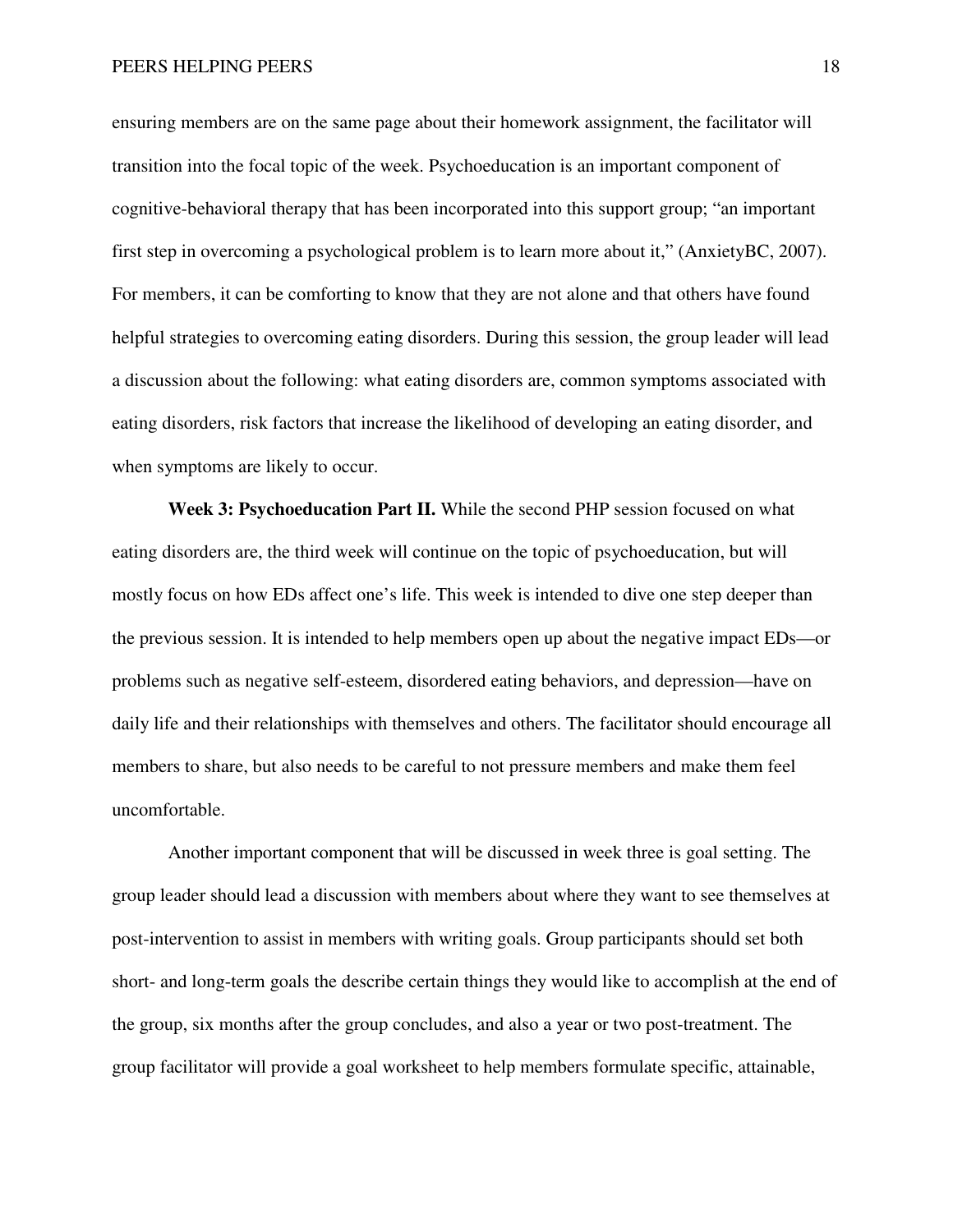ensuring members are on the same page about their homework assignment, the facilitator will transition into the focal topic of the week. Psychoeducation is an important component of cognitive-behavioral therapy that has been incorporated into this support group; "an important first step in overcoming a psychological problem is to learn more about it," (AnxietyBC, 2007). For members, it can be comforting to know that they are not alone and that others have found helpful strategies to overcoming eating disorders. During this session, the group leader will lead a discussion about the following: what eating disorders are, common symptoms associated with eating disorders, risk factors that increase the likelihood of developing an eating disorder, and when symptoms are likely to occur.

**Week 3: Psychoeducation Part II.** While the second PHP session focused on what eating disorders are, the third week will continue on the topic of psychoeducation, but will mostly focus on how EDs affect one's life. This week is intended to dive one step deeper than the previous session. It is intended to help members open up about the negative impact EDs—or problems such as negative self-esteem, disordered eating behaviors, and depression—have on daily life and their relationships with themselves and others. The facilitator should encourage all members to share, but also needs to be careful to not pressure members and make them feel uncomfortable.

Another important component that will be discussed in week three is goal setting. The group leader should lead a discussion with members about where they want to see themselves at post-intervention to assist in members with writing goals. Group participants should set both short- and long-term goals the describe certain things they would like to accomplish at the end of the group, six months after the group concludes, and also a year or two post-treatment. The group facilitator will provide a goal worksheet to help members formulate specific, attainable,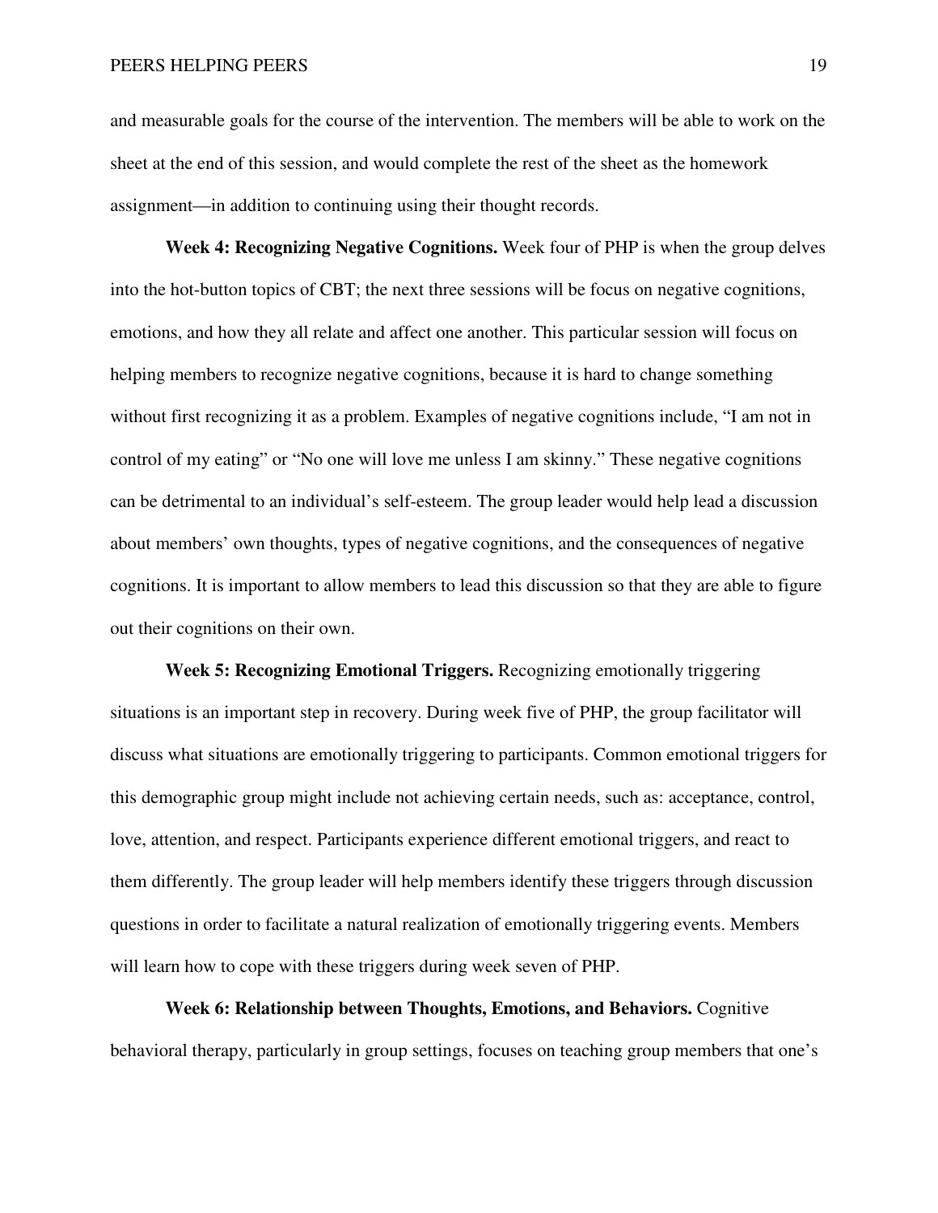and measurable goals for the course of the intervention. The members will be able to work on the sheet at the end of this session, and would complete the rest of the sheet as the homework assignment—in addition to continuing using their thought records.

**Week 4: Recognizing Negative Cognitions.** Week four of PHP is when the group delves into the hot-button topics of CBT; the next three sessions will be focus on negative cognitions, emotions, and how they all relate and affect one another. This particular session will focus on helping members to recognize negative cognitions, because it is hard to change something without first recognizing it as a problem. Examples of negative cognitions include, "I am not in control of my eating" or "No one will love me unless I am skinny." These negative cognitions can be detrimental to an individual's self-esteem. The group leader would help lead a discussion about members' own thoughts, types of negative cognitions, and the consequences of negative cognitions. It is important to allow members to lead this discussion so that they are able to figure out their cognitions on their own.

**Week 5: Recognizing Emotional Triggers.** Recognizing emotionally triggering situations is an important step in recovery. During week five of PHP, the group facilitator will discuss what situations are emotionally triggering to participants. Common emotional triggers for this demographic group might include not achieving certain needs, such as: acceptance, control, love, attention, and respect. Participants experience different emotional triggers, and react to them differently. The group leader will help members identify these triggers through discussion questions in order to facilitate a natural realization of emotionally triggering events. Members will learn how to cope with these triggers during week seven of PHP.

**Week 6: Relationship between Thoughts, Emotions, and Behaviors.** Cognitive behavioral therapy, particularly in group settings, focuses on teaching group members that one's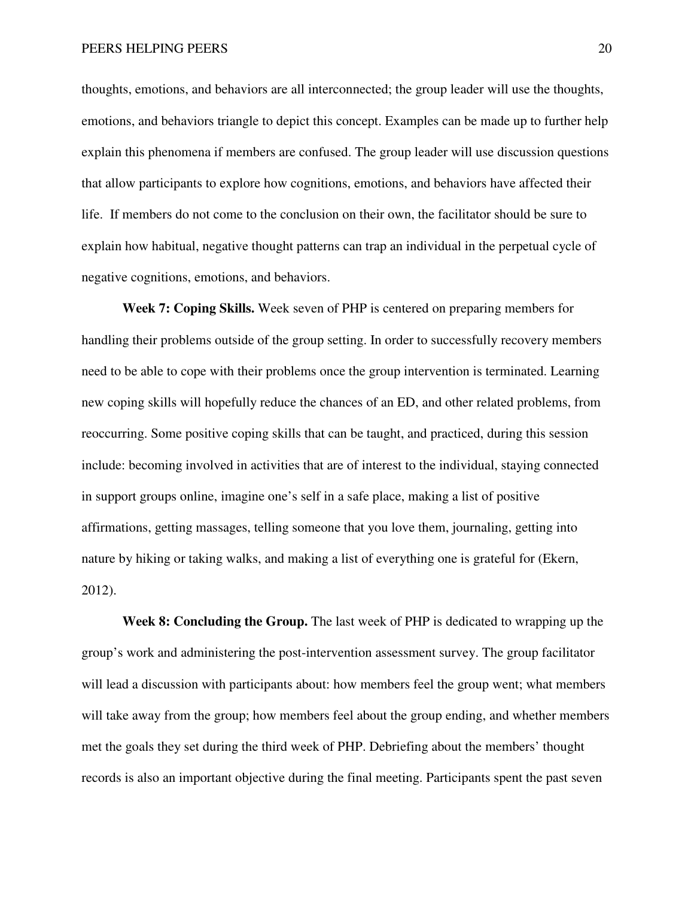thoughts, emotions, and behaviors are all interconnected; the group leader will use the thoughts, emotions, and behaviors triangle to depict this concept. Examples can be made up to further help explain this phenomena if members are confused. The group leader will use discussion questions that allow participants to explore how cognitions, emotions, and behaviors have affected their life. If members do not come to the conclusion on their own, the facilitator should be sure to explain how habitual, negative thought patterns can trap an individual in the perpetual cycle of negative cognitions, emotions, and behaviors.

**Week 7: Coping Skills.** Week seven of PHP is centered on preparing members for handling their problems outside of the group setting. In order to successfully recovery members need to be able to cope with their problems once the group intervention is terminated. Learning new coping skills will hopefully reduce the chances of an ED, and other related problems, from reoccurring. Some positive coping skills that can be taught, and practiced, during this session include: becoming involved in activities that are of interest to the individual, staying connected in support groups online, imagine one's self in a safe place, making a list of positive affirmations, getting massages, telling someone that you love them, journaling, getting into nature by hiking or taking walks, and making a list of everything one is grateful for (Ekern, 2012).

**Week 8: Concluding the Group.** The last week of PHP is dedicated to wrapping up the group's work and administering the post-intervention assessment survey. The group facilitator will lead a discussion with participants about: how members feel the group went; what members will take away from the group; how members feel about the group ending, and whether members met the goals they set during the third week of PHP. Debriefing about the members' thought records is also an important objective during the final meeting. Participants spent the past seven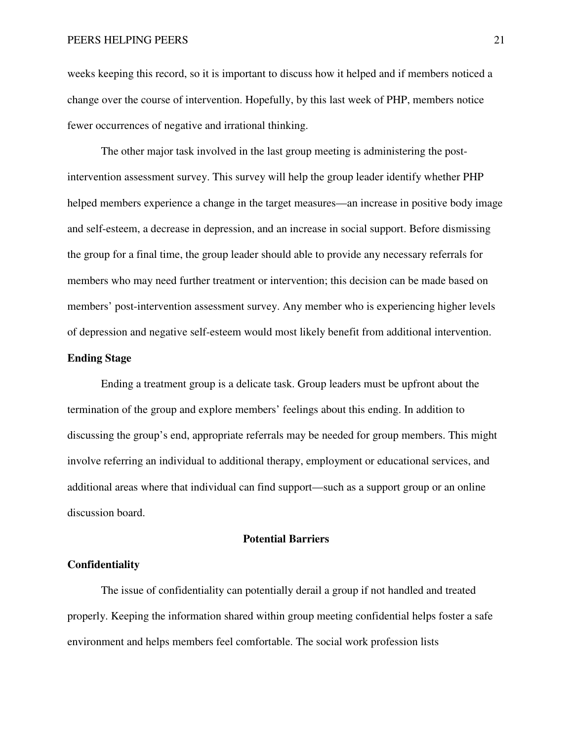weeks keeping this record, so it is important to discuss how it helped and if members noticed a change over the course of intervention. Hopefully, by this last week of PHP, members notice fewer occurrences of negative and irrational thinking.

The other major task involved in the last group meeting is administering the post-intervention assessment survey. This survey will help the group leader identify whether PHP helped members experience a change in the target measures—an increase in positive body image and self-esteem, a decrease in depression, and an increase in social support. Before dismissing the group for a final time, the group leader should able to provide any necessary referrals for members who may need further treatment or intervention; this decision can be made based on members' post-intervention assessment survey. Any member who is experiencing higher levels of depression and negative self-esteem would most likely benefit from additional intervention.

### Ending Stage

Ending a treatment group is a delicate task. Group leaders must be upfront about the termination of the group and explore members' feelings about this ending. In addition to discussing the group's end, appropriate referrals may be needed for group members. This might involve referring an individual to additional therapy, employment or educational services, and additional areas where that individual can find support—such as a support group or an online discussion board.

## Potential Barriers

### Confidentiality

The issue of confidentiality can potentially derail a group if not handled and treated properly. Keeping the information shared within group meeting confidential helps foster a safe environment and helps members feel comfortable. The social work profession lists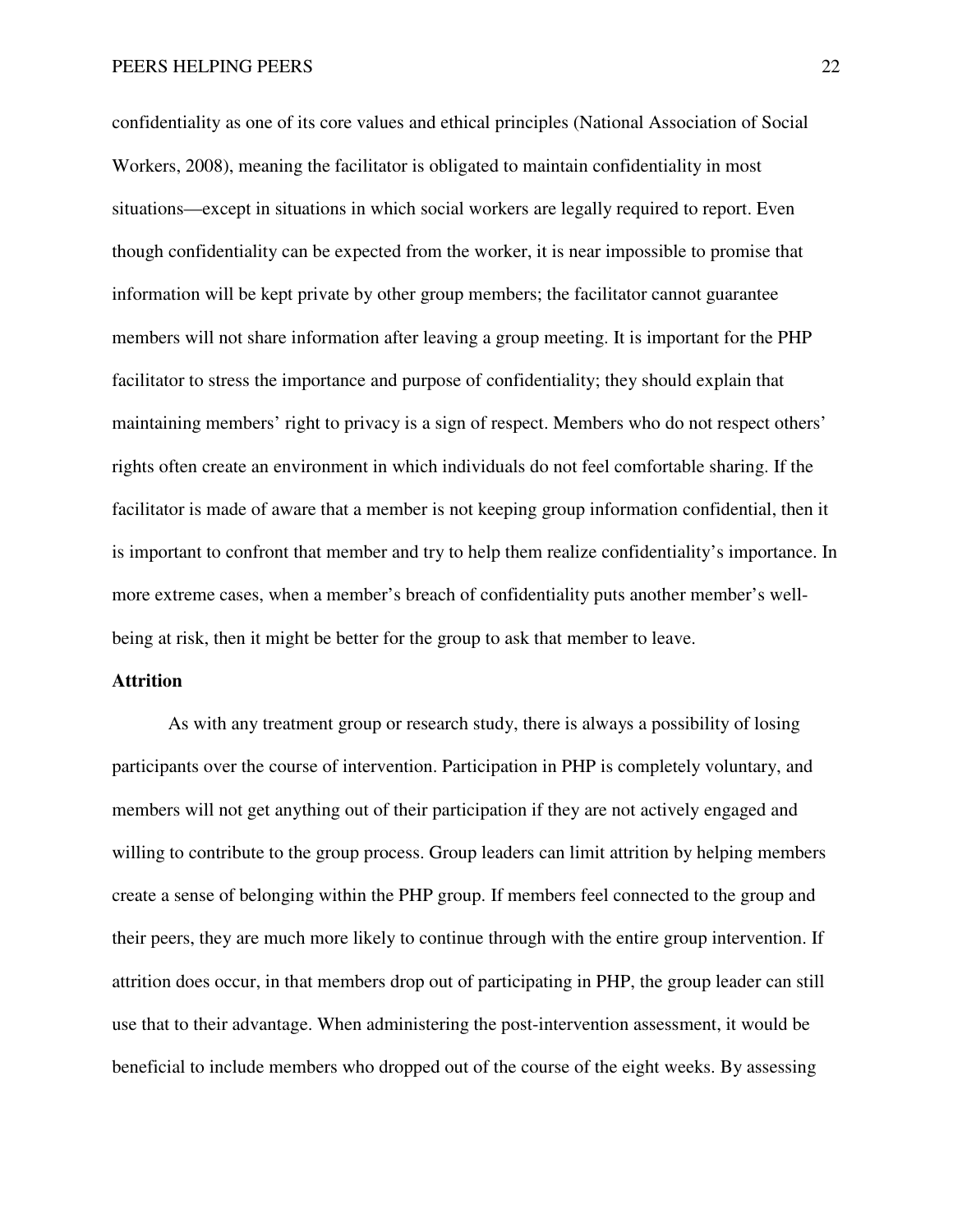confidentiality as one of its core values and ethical principles (National Association of Social Workers, 2008), meaning the facilitator is obligated to maintain confidentiality in most situations—except in situations in which social workers are legally required to report. Even though confidentiality can be expected from the worker, it is near impossible to promise that information will be kept private by other group members; the facilitator cannot guarantee members will not share information after leaving a group meeting. It is important for the PHP facilitator to stress the importance and purpose of confidentiality; they should explain that maintaining members' right to privacy is a sign of respect. Members who do not respect others' rights often create an environment in which individuals do not feel comfortable sharing. If the facilitator is made of aware that a member is not keeping group information confidential, then it is important to confront that member and try to help them realize confidentiality's importance. In more extreme cases, when a member's breach of confidentiality puts another member's well-being at risk, then it might be better for the group to ask that member to leave.

## Attrition

As with any treatment group or research study, there is always a possibility of losing participants over the course of intervention. Participation in PHP is completely voluntary, and members will not get anything out of their participation if they are not actively engaged and willing to contribute to the group process. Group leaders can limit attrition by helping members create a sense of belonging within the PHP group. If members feel connected to the group and their peers, they are much more likely to continue through with the entire group intervention. If attrition does occur, in that members drop out of participating in PHP, the group leader can still use that to their advantage. When administering the post-intervention assessment, it would be beneficial to include members who dropped out of the course of the eight weeks. By assessing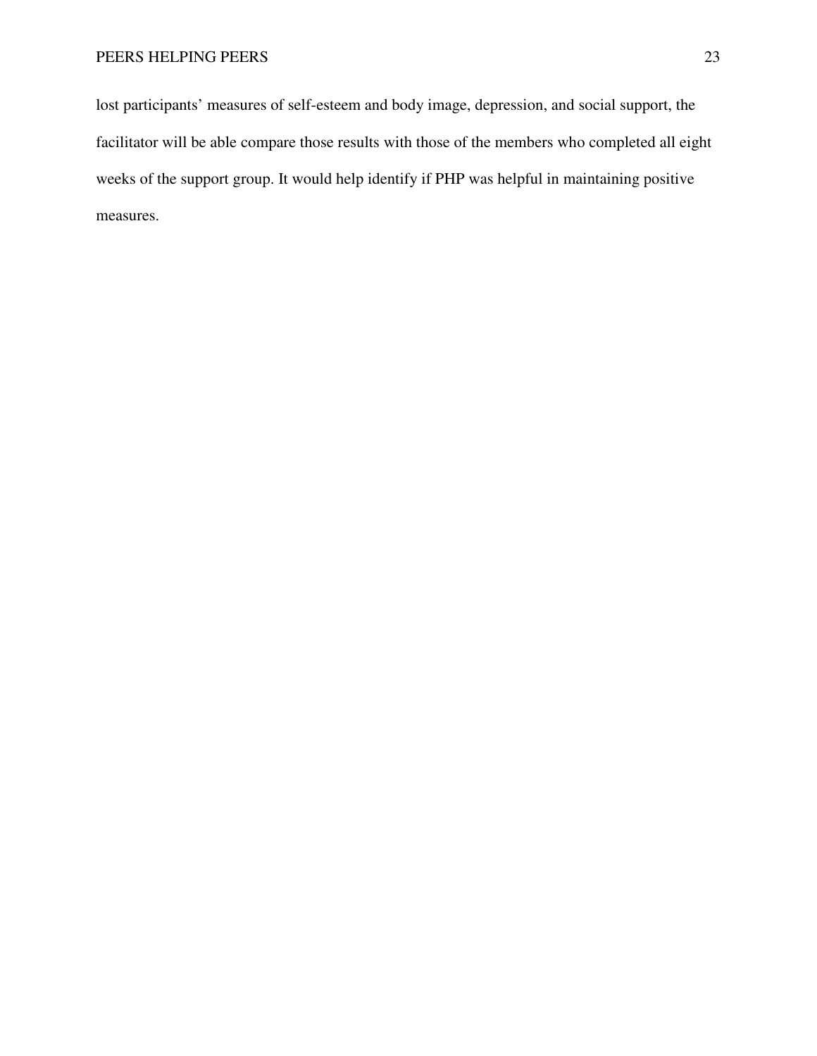lost participants' measures of self-esteem and body image, depression, and social support, the facilitator will be able compare those results with those of the members who completed all eight weeks of the support group. It would help identify if PHP was helpful in maintaining positive measures.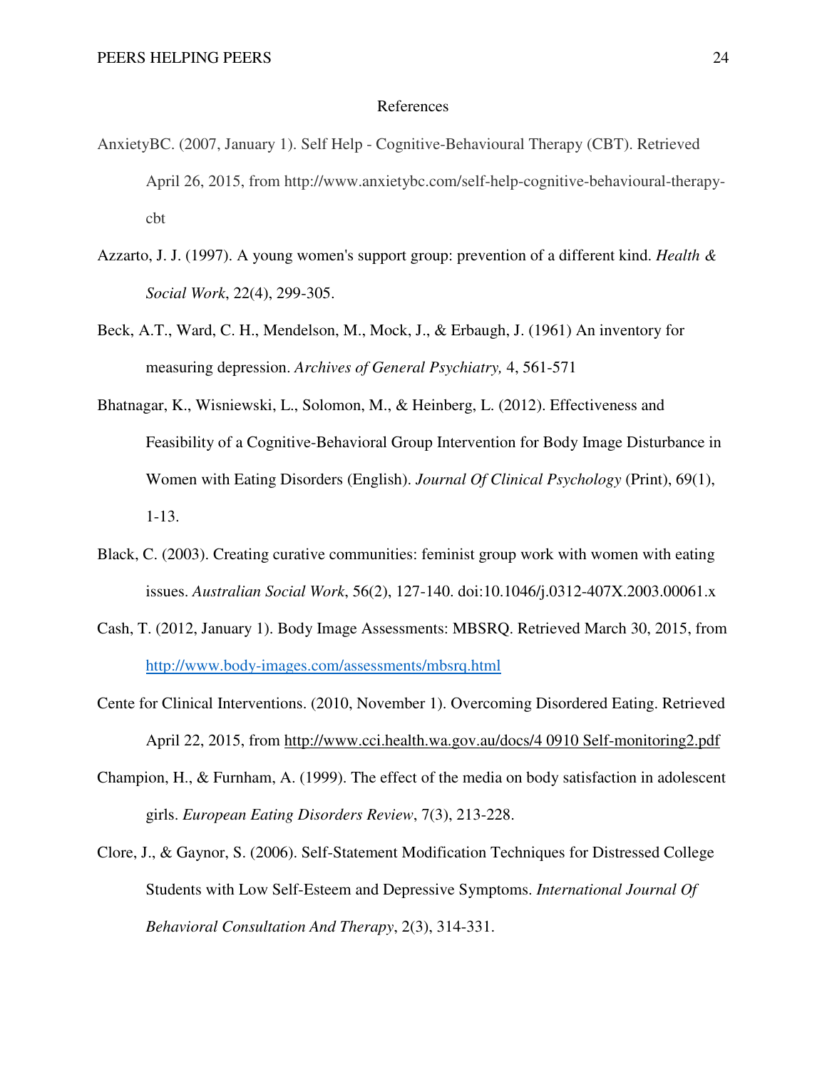# References

AnxietyBC. (2007, January 1). Self Help - Cognitive-Behavioural Therapy (CBT). Retrieved April 26, 2015, from http://www.anxietybc.com/self-help-cognitive-behavioural-therapy-cbt

Azzarto, J. J. (1997). A young women's support group: prevention of a different kind. *Health & Social Work*, 22(4), 299-305.

Beck, A.T., Ward, C. H., Mendelson, M., Mock, J., & Erbaugh, J. (1961) An inventory for measuring depression. *Archives of General Psychiatry,* 4, 561-571

Bhatnagar, K., Wisniewski, L., Solomon, M., & Heinberg, L. (2012). Effectiveness and Feasibility of a Cognitive-Behavioral Group Intervention for Body Image Disturbance in Women with Eating Disorders (English). *Journal Of Clinical Psychology* (Print), 69(1), 1-13.

Black, C. (2003). Creating curative communities: feminist group work with women with eating issues. *Australian Social Work*, 56(2), 127-140. doi:10.1046/j.0312-407X.2003.00061.x

Cash, T. (2012, January 1). Body Image Assessments: MBSRQ. Retrieved March 30, 2015, from http://www.body-images.com/assessments/mbsrq.html

Cente for Clinical Interventions. (2010, November 1). Overcoming Disordered Eating. Retrieved April 22, 2015, from http://www.cci.health.wa.gov.au/docs/4 0910 Self-monitoring2.pdf

Champion, H., & Furnham, A. (1999). The effect of the media on body satisfaction in adolescent girls. *European Eating Disorders Review*, 7(3), 213-228.

Clore, J., & Gaynor, S. (2006). Self-Statement Modification Techniques for Distressed College Students with Low Self-Esteem and Depressive Symptoms. *International Journal Of Behavioral Consultation And Therapy*, 2(3), 314-331.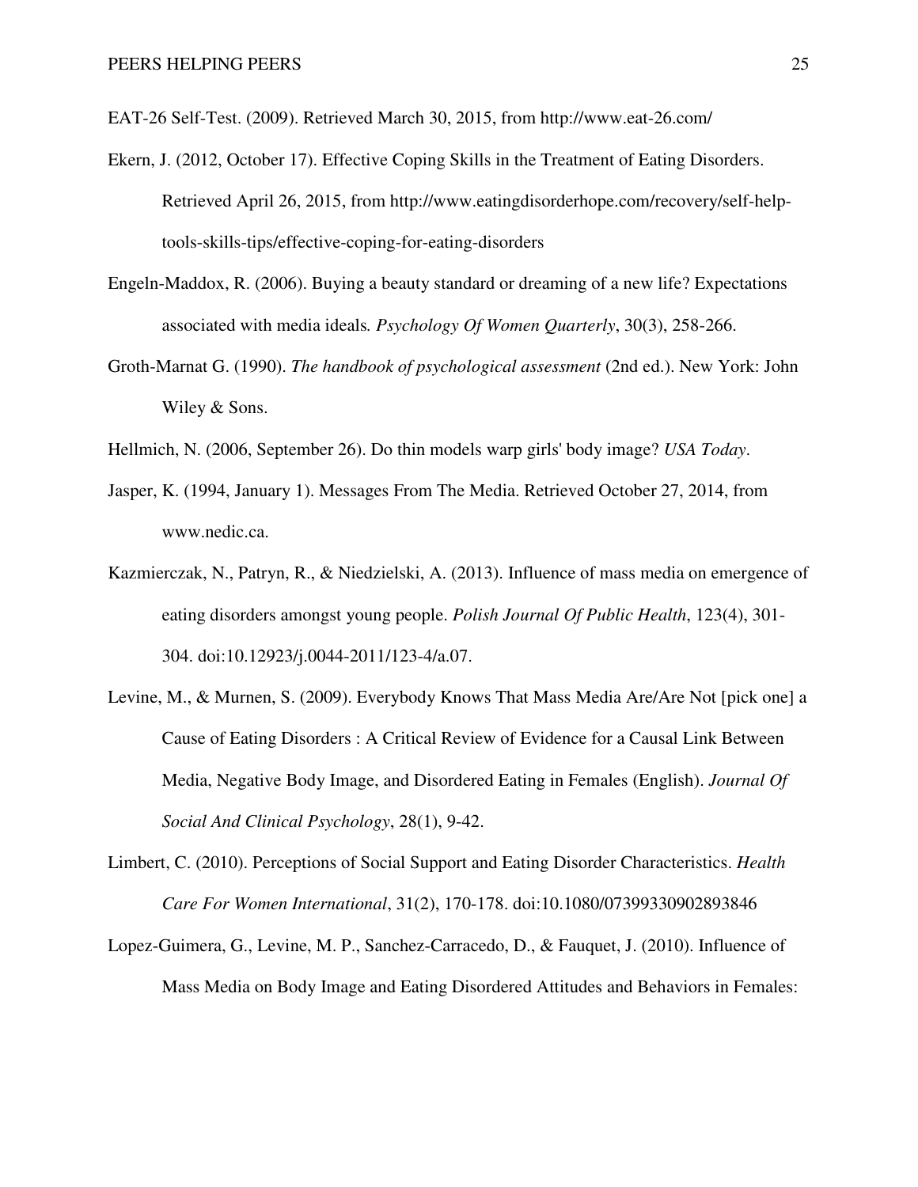EAT-26 Self-Test. (2009). Retrieved March 30, 2015, from http://www.eat-26.com/

Ekern, J. (2012, October 17). Effective Coping Skills in the Treatment of Eating Disorders. Retrieved April 26, 2015, from http://www.eatingdisorderhope.com/recovery/self-help-tools-skills-tips/effective-coping-for-eating-disorders

Engeln-Maddox, R. (2006). Buying a beauty standard or dreaming of a new life? Expectations associated with media ideals. *Psychology Of Women Quarterly*, 30(3), 258-266.

Groth-Marnat G. (1990). *The handbook of psychological assessment* (2nd ed.). New York: John Wiley & Sons.

Hellmich, N. (2006, September 26). Do thin models warp girls' body image? *USA Today*.

Jasper, K. (1994, January 1). Messages From The Media. Retrieved October 27, 2014, from www.nedic.ca.

Kazmierczak, N., Patryn, R., & Niedzielski, A. (2013). Influence of mass media on emergence of eating disorders amongst young people. *Polish Journal Of Public Health*, 123(4), 301-304. doi:10.12923/j.0044-2011/123-4/a.07.

Levine, M., & Murnen, S. (2009). Everybody Knows That Mass Media Are/Are Not [pick one] a Cause of Eating Disorders : A Critical Review of Evidence for a Causal Link Between Media, Negative Body Image, and Disordered Eating in Females (English). *Journal Of Social And Clinical Psychology*, 28(1), 9-42.

Limbert, C. (2010). Perceptions of Social Support and Eating Disorder Characteristics. *Health Care For Women International*, 31(2), 170-178. doi:10.1080/07399330902893846

Lopez-Guimera, G., Levine, M. P., Sanchez-Carracedo, D., & Fauquet, J. (2010). Influence of Mass Media on Body Image and Eating Disordered Attitudes and Behaviors in Females: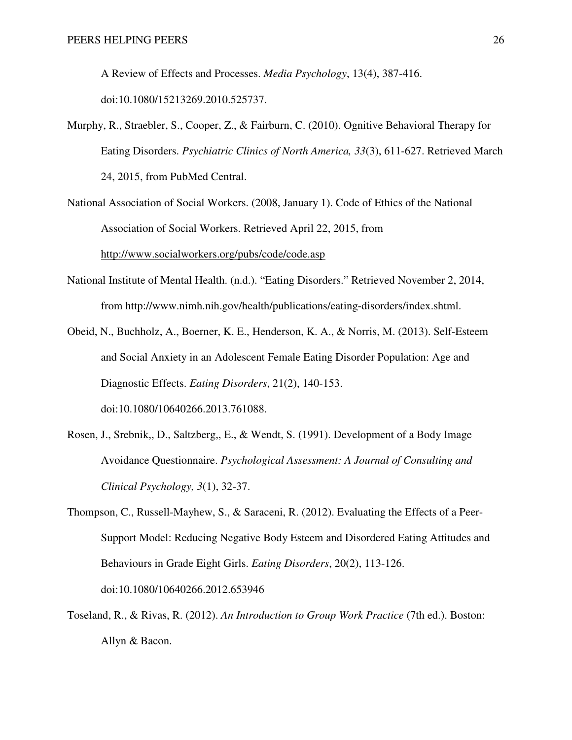A Review of Effects and Processes. *Media Psychology*, 13(4), 387-416. doi:10.1080/15213269.2010.525737.

Murphy, R., Straebler, S., Cooper, Z., & Fairburn, C. (2010). Ognitive Behavioral Therapy for Eating Disorders. *Psychiatric Clinics of North America, 33*(3), 611-627. Retrieved March 24, 2015, from PubMed Central.

National Association of Social Workers. (2008, January 1). Code of Ethics of the National Association of Social Workers. Retrieved April 22, 2015, from http://www.socialworkers.org/pubs/code/code.asp

National Institute of Mental Health. (n.d.). "Eating Disorders." Retrieved November 2, 2014, from http://www.nimh.nih.gov/health/publications/eating-disorders/index.shtml.

Obeid, N., Buchholz, A., Boerner, K. E., Henderson, K. A., & Norris, M. (2013). Self-Esteem and Social Anxiety in an Adolescent Female Eating Disorder Population: Age and Diagnostic Effects. *Eating Disorders*, 21(2), 140-153. doi:10.1080/10640266.2013.761088.

Rosen, J., Srebnik,, D., Saltzberg,, E., & Wendt, S. (1991). Development of a Body Image Avoidance Questionnaire. *Psychological Assessment: A Journal of Consulting and Clinical Psychology, 3*(1), 32-37.

Thompson, C., Russell-Mayhew, S., & Saraceni, R. (2012). Evaluating the Effects of a Peer-Support Model: Reducing Negative Body Esteem and Disordered Eating Attitudes and Behaviours in Grade Eight Girls. *Eating Disorders*, 20(2), 113-126. doi:10.1080/10640266.2012.653946

Toseland, R., & Rivas, R. (2012). *An Introduction to Group Work Practice* (7th ed.). Boston: Allyn & Bacon.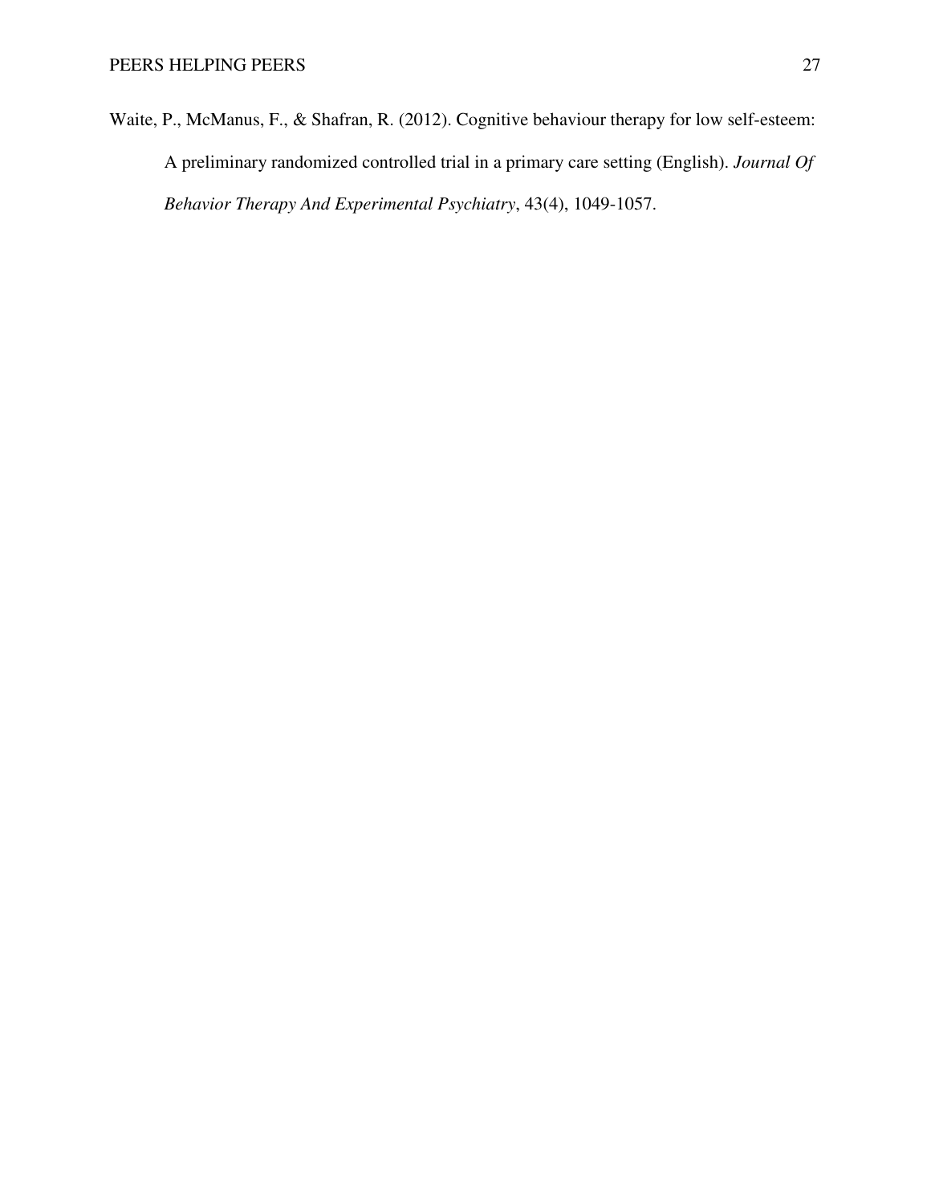Waite, P., McManus, F., & Shafran, R. (2012). Cognitive behaviour therapy for low self-esteem: A preliminary randomized controlled trial in a primary care setting (English). *Journal Of Behavior Therapy And Experimental Psychiatry*, 43(4), 1049-1057.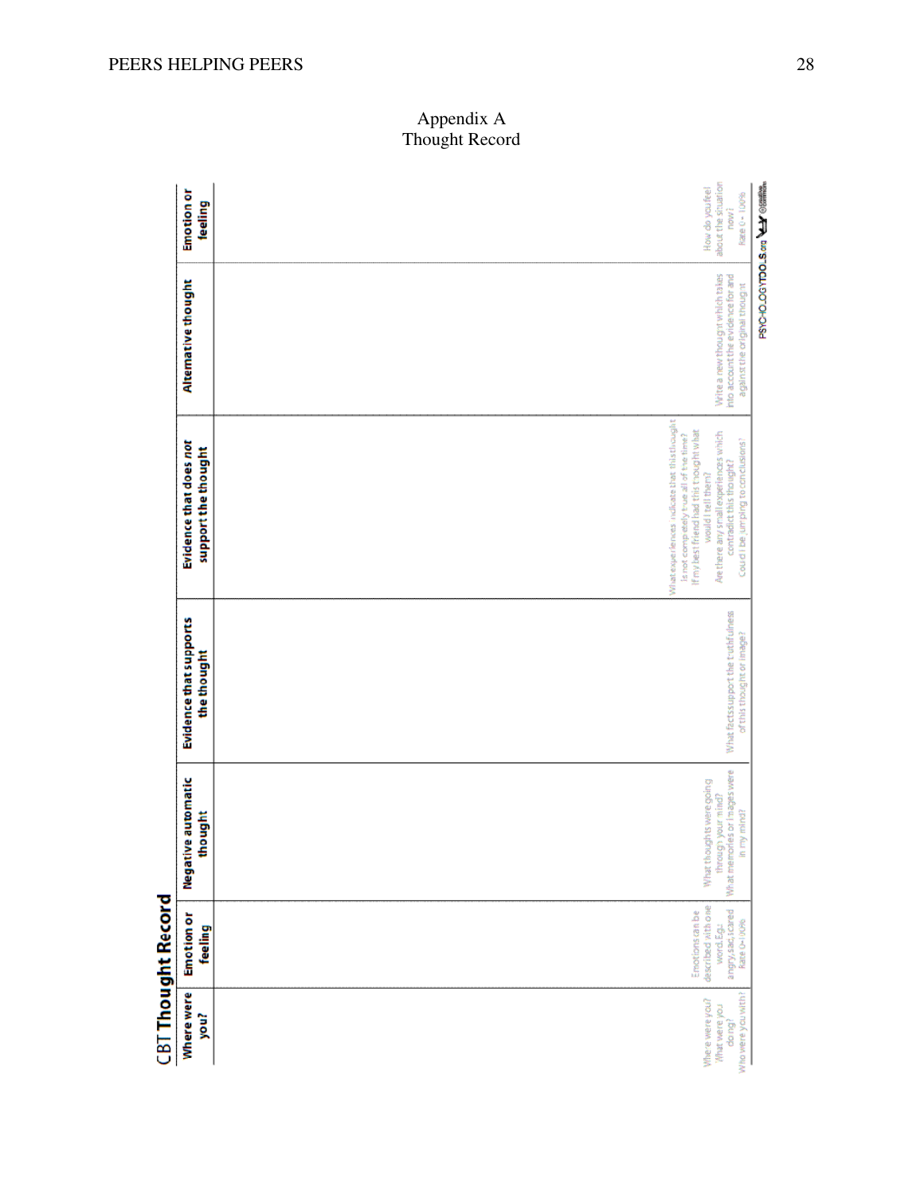# Appendix A
## Thought Record

**CBT Thought Record**

| Where were you? | Emotion or feeling | Negative automatic thought | Evidence that supports the thought | Evidence that does *not* support the thought | Alternative thought | Emotion or feeling |
|---|---|---|---|---|---|---|
| | | | | | | |
| Where were you? What were you doing? Who were you with? | Emotions can be described with one word. E.g.: angry, sad, scared. Rate 0–100% | What thoughts were going through your mind? What memories or images were in my mind? | What facts support the truthfulness of this thought or image? | What experiences indicate that this thought is not completely true all of the time? If my best friend had this thought what would I tell them? Are there any small experiences which contradict this thought? Could I be jumping to conclusions? | Write a new thought which takes into account the evidence for and against the original thought | How do you feel about the situation now? Rate 0 – 100% |

PSYCHOLOGYTOOLS.org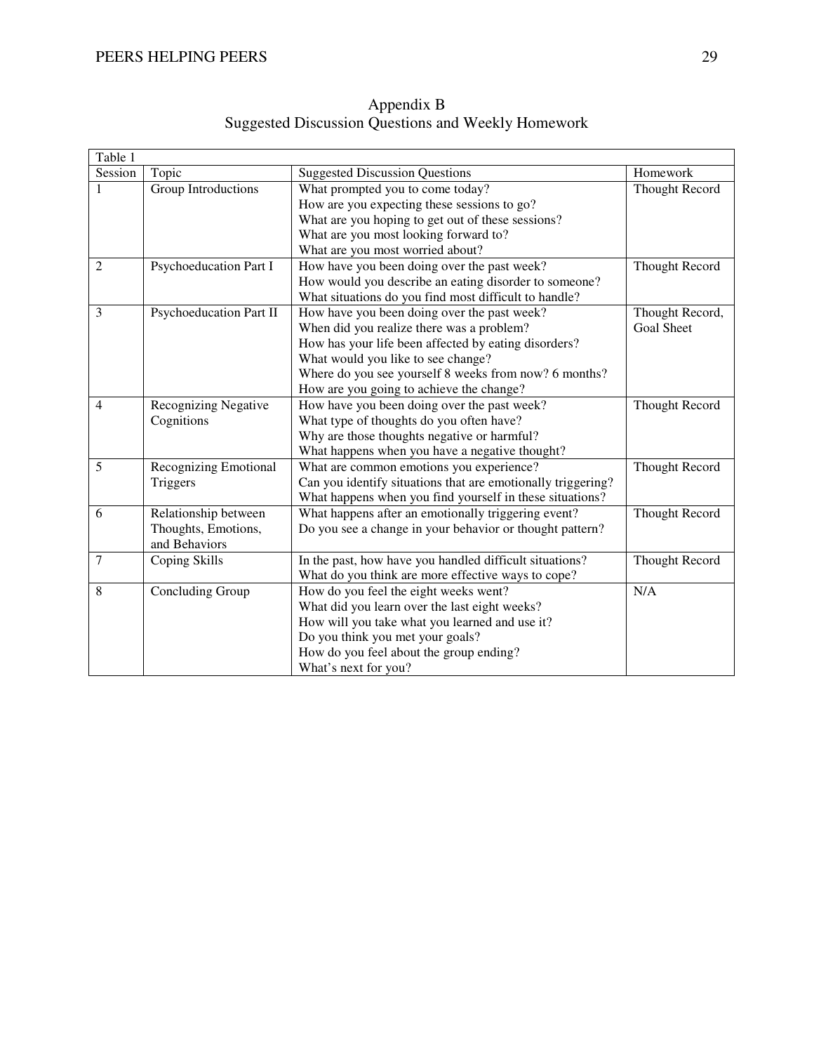# Appendix B

## Suggested Discussion Questions and Weekly Homework

Table 1

| Session | Topic | Suggested Discussion Questions | Homework |
|---|---|---|---|
| 1 | Group Introductions | What prompted you to come today?<br>How are you expecting these sessions to go?<br>What are you hoping to get out of these sessions?<br>What are you most looking forward to?<br>What are you most worried about? | Thought Record |
| 2 | Psychoeducation Part I | How have you been doing over the past week?<br>How would you describe an eating disorder to someone?<br>What situations do you find most difficult to handle? | Thought Record |
| 3 | Psychoeducation Part II | How have you been doing over the past week?<br>When did you realize there was a problem?<br>How has your life been affected by eating disorders?<br>What would you like to see change?<br>Where do you see yourself 8 weeks from now? 6 months?<br>How are you going to achieve the change? | Thought Record, Goal Sheet |
| 4 | Recognizing Negative Cognitions | How have you been doing over the past week?<br>What type of thoughts do you often have?<br>Why are those thoughts negative or harmful?<br>What happens when you have a negative thought? | Thought Record |
| 5 | Recognizing Emotional Triggers | What are common emotions you experience?<br>Can you identify situations that are emotionally triggering?<br>What happens when you find yourself in these situations? | Thought Record |
| 6 | Relationship between Thoughts, Emotions, and Behaviors | What happens after an emotionally triggering event?<br>Do you see a change in your behavior or thought pattern? | Thought Record |
| 7 | Coping Skills | In the past, how have you handled difficult situations?<br>What do you think are more effective ways to cope? | Thought Record |
| 8 | Concluding Group | How do you feel the eight weeks went?<br>What did you learn over the last eight weeks?<br>How will you take what you learned and use it?<br>Do you think you met your goals?<br>How do you feel about the group ending?<br>What's next for you? | N/A |